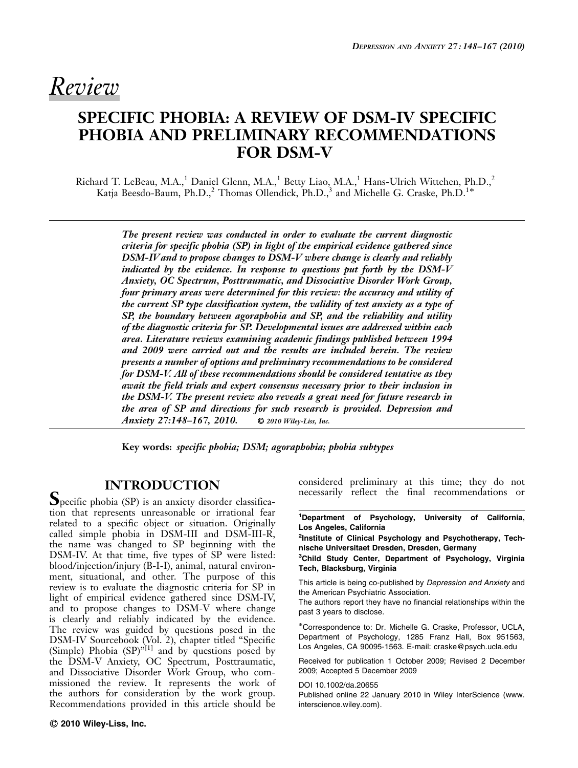*Review*

# SPECIFIC PHOBIA: A REVIEW OF DSM-IV SPECIFIC PHOBIA AND PRELIMINARY RECOMMENDATIONS FOR DSM-V

Richard T. LeBeau, M.A.,[1] Daniel Glenn, M.A.,[1] Betty Liao, M.A.,[1] Hans-Ulrich Wittchen, Ph.D.,[2] Katja Beesdo-Baum, Ph.D.,[2] Thomas Ollendick, Ph.D.,[3] and Michelle G. Craske, Ph.D.[1]*

***The present review was conducted in order to evaluate the current diagnostic criteria for specific phobia (SP) in light of the empirical evidence gathered since DSM-IV and to propose changes to DSM-V where change is clearly and reliably indicated by the evidence. In response to questions put forth by the DSM-V Anxiety, OC Spectrum, Posttraumatic, and Dissociative Disorder Work Group, four primary areas were determined for this review: the accuracy and utility of the current SP type classification system, the validity of test anxiety as a type of SP, the boundary between agoraphobia and SP, and the reliability and utility of the diagnostic criteria for SP. Developmental issues are addressed within each area. Literature reviews examining academic findings published between 1994 and 2009 were carried out and the results are included herein. The review presents a number of options and preliminary recommendations to be considered for DSM-V. All of these recommendations should be considered tentative as they await the field trials and expert consensus necessary prior to their inclusion in the DSM-V. The present review also reveals a great need for future research in the area of SP and directions for such research is provided. Depression and Anxiety 27:148–167, 2010.*** *© 2010 Wiley-Liss, Inc.*

**Key words:** *specific phobia; DSM; agoraphobia; phobia subtypes*

## INTRODUCTION

Specific phobia (SP) is an anxiety disorder classification that represents unreasonable or irrational fear related to a specific object or situation. Originally called simple phobia in DSM-III and DSM-III-R, the name was changed to SP beginning with the DSM-IV. At that time, five types of SP were listed: blood/injection/injury (B-I-I), animal, natural environment, situational, and other. The purpose of this review is to evaluate the diagnostic criteria for SP in light of empirical evidence gathered since DSM-IV, and to propose changes to DSM-V where change is clearly and reliably indicated by the evidence. The review was guided by questions posed in the DSM-IV Sourcebook (Vol. 2), chapter titled "Specific (Simple) Phobia (SP)"[1] and by questions posed by the DSM-V Anxiety, OC Spectrum, Posttraumatic, and Dissociative Disorder Work Group, who commissioned the review. It represents the work of the authors for consideration by the work group. Recommendations provided in this article should be considered preliminary at this time; they do not necessarily reflect the final recommendations or

[1]Department of Psychology, University of California, Los Angeles, California

[2]Institute of Clinical Psychology and Psychotherapy, Technische Universitaet Dresden, Dresden, Germany

[3]Child Study Center, Department of Psychology, Virginia Tech, Blacksburg, Virginia

This article is being co-published by *Depression and Anxiety* and the American Psychiatric Association.

The authors report they have no financial relationships within the past 3 years to disclose.

*Correspondence to: Dr. Michelle G. Craske, Professor, UCLA, Department of Psychology, 1285 Franz Hall, Box 951563, Los Angeles, CA 90095-1563. E-mail: craske@psych.ucla.edu

Received for publication 1 October 2009; Revised 2 December 2009; Accepted 5 December 2009

DOI 10.1002/da.20655

Published online 22 January 2010 in Wiley InterScience (www.interscience.wiley.com).

© 2010 Wiley-Liss, Inc.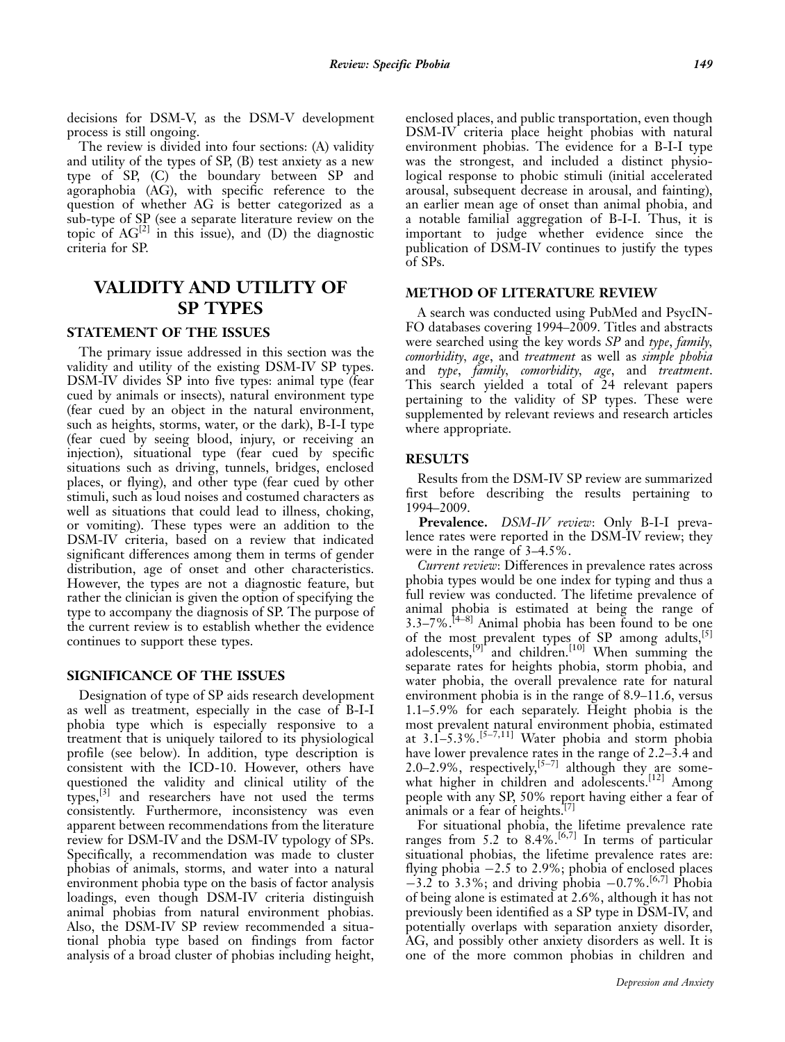decisions for DSM-V, as the DSM-V development process is still ongoing.

The review is divided into four sections: (A) validity and utility of the types of SP, (B) test anxiety as a new type of SP, (C) the boundary between SP and agoraphobia (AG), with specific reference to the question of whether AG is better categorized as a sub-type of SP (see a separate literature review on the topic of AG[2] in this issue), and (D) the diagnostic criteria for SP.

# VALIDITY AND UTILITY OF SP TYPES

## STATEMENT OF THE ISSUES

The primary issue addressed in this section was the validity and utility of the existing DSM-IV SP types. DSM-IV divides SP into five types: animal type (fear cued by animals or insects), natural environment type (fear cued by an object in the natural environment, such as heights, storms, water, or the dark), B-I-I type (fear cued by seeing blood, injury, or receiving an injection), situational type (fear cued by specific situations such as driving, tunnels, bridges, enclosed places, or flying), and other type (fear cued by other stimuli, such as loud noises and costumed characters as well as situations that could lead to illness, choking, or vomiting). These types were an addition to the DSM-IV criteria, based on a review that indicated significant differences among them in terms of gender distribution, age of onset and other characteristics. However, the types are not a diagnostic feature, but rather the clinician is given the option of specifying the type to accompany the diagnosis of SP. The purpose of the current review is to establish whether the evidence continues to support these types.

## SIGNIFICANCE OF THE ISSUES

Designation of type of SP aids research development as well as treatment, especially in the case of B-I-I phobia type which is especially responsive to a treatment that is uniquely tailored to its physiological profile (see below). In addition, type description is consistent with the ICD-10. However, others have questioned the validity and clinical utility of the types,[3] and researchers have not used the terms consistently. Furthermore, inconsistency was even apparent between recommendations from the literature review for DSM-IV and the DSM-IV typology of SPs. Specifically, a recommendation was made to cluster phobias of animals, storms, and water into a natural environment phobia type on the basis of factor analysis loadings, even though DSM-IV criteria distinguish animal phobias from natural environment phobias. Also, the DSM-IV SP review recommended a situational phobia type based on findings from factor analysis of a broad cluster of phobias including height, enclosed places, and public transportation, even though DSM-IV criteria place height phobias with natural environment phobias. The evidence for a B-I-I type was the strongest, and included a distinct physiological response to phobic stimuli (initial accelerated arousal, subsequent decrease in arousal, and fainting), an earlier mean age of onset than animal phobia, and a notable familial aggregation of B-I-I. Thus, it is important to judge whether evidence since the publication of DSM-IV continues to justify the types of SPs.

## METHOD OF LITERATURE REVIEW

A search was conducted using PubMed and PsycINFO databases covering 1994–2009. Titles and abstracts were searched using the key words *SP* and *type*, *family*, *comorbidity*, *age*, and *treatment* as well as *simple phobia* and *type*, *family*, *comorbidity*, *age*, and *treatment*. This search yielded a total of 24 relevant papers pertaining to the validity of SP types. These were supplemented by relevant reviews and research articles where appropriate.

## RESULTS

Results from the DSM-IV SP review are summarized first before describing the results pertaining to 1994–2009.

**Prevalence.** *DSM-IV review*: Only B-I-I prevalence rates were reported in the DSM-IV review; they were in the range of 3–4.5%.

*Current review*: Differences in prevalence rates across phobia types would be one index for typing and thus a full review was conducted. The lifetime prevalence of animal phobia is estimated at being the range of 3.3–7%.[4–8] Animal phobia has been found to be one of the most prevalent types of SP among adults,[5] adolescents,[9] and children.[10] When summing the separate rates for heights phobia, storm phobia, and water phobia, the overall prevalence rate for natural environment phobia is in the range of 8.9–11.6, versus 1.1–5.9% for each separately. Height phobia is the most prevalent natural environment phobia, estimated at 3.1–5.3%.[5–7,11] Water phobia and storm phobia have lower prevalence rates in the range of 2.2–3.4 and 2.0–2.9%, respectively,[5–7] although they are somewhat higher in children and adolescents.[12] Among people with any SP, 50% report having either a fear of animals or a fear of heights.[7]

For situational phobia, the lifetime prevalence rate ranges from 5.2 to 8.4%.[6,7] In terms of particular situational phobias, the lifetime prevalence rates are: flying phobia –2.5 to 2.9%; phobia of enclosed places –3.2 to 3.3%; and driving phobia –0.7%.[6,7] Phobia of being alone is estimated at 2.6%, although it has not previously been identified as a SP type in DSM-IV, and potentially overlaps with separation anxiety disorder, AG, and possibly other anxiety disorders as well. It is one of the more common phobias in children and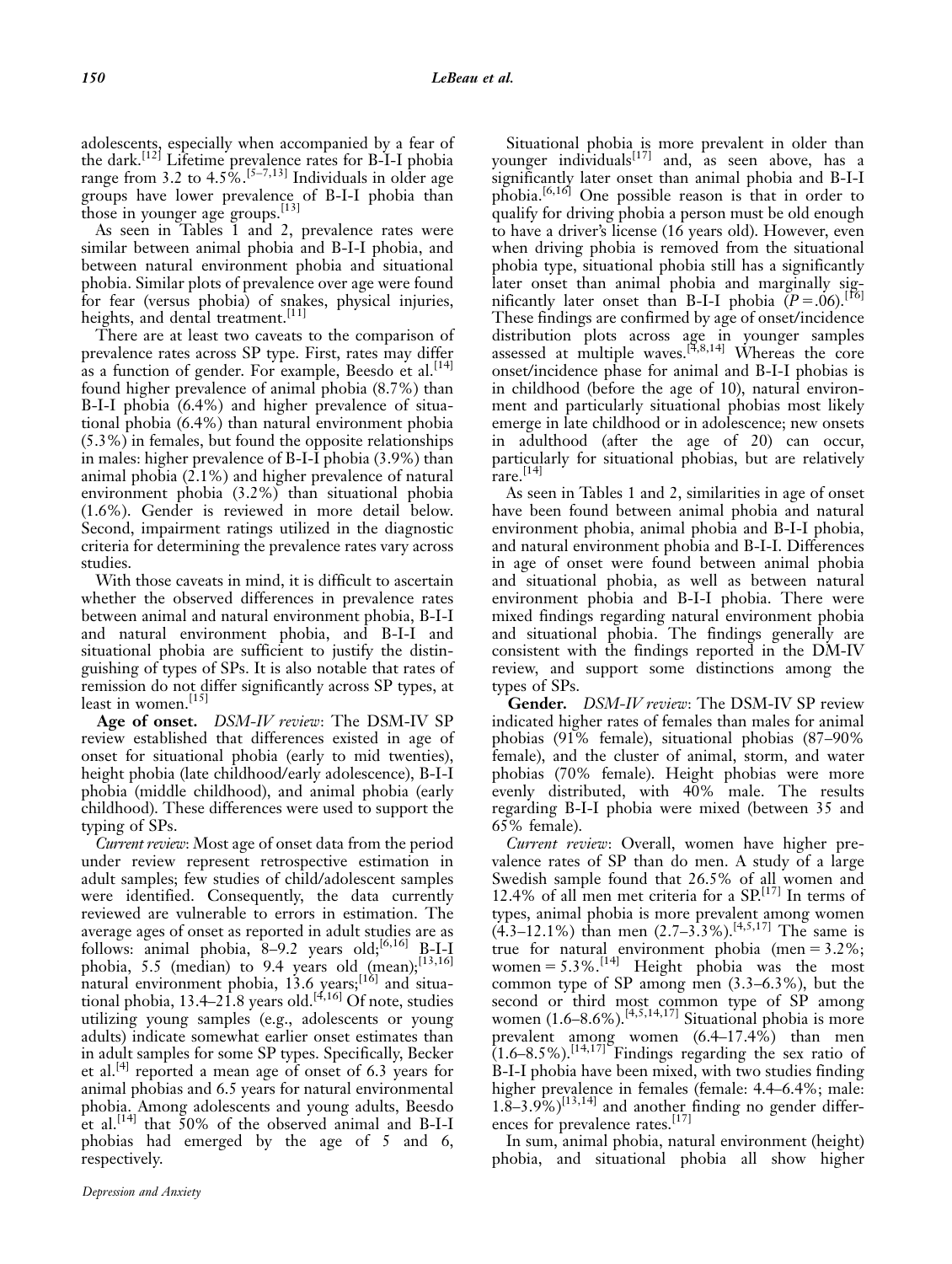adolescents, especially when accompanied by a fear of the dark.[12] Lifetime prevalence rates for B-I-I phobia range from 3.2 to 4.5%.[5–7,13] Individuals in older age groups have lower prevalence of B-I-I phobia than those in younger age groups.[13]

As seen in Tables 1 and 2, prevalence rates were similar between animal phobia and B-I-I phobia, and between natural environment phobia and situational phobia. Similar plots of prevalence over age were found for fear (versus phobia) of snakes, physical injuries, heights, and dental treatment.[11]

There are at least two caveats to the comparison of prevalence rates across SP type. First, rates may differ as a function of gender. For example, Beesdo et al.[14] found higher prevalence of animal phobia (8.7%) than B-I-I phobia (6.4%) and higher prevalence of situational phobia (6.4%) than natural environment phobia (5.3%) in females, but found the opposite relationships in males: higher prevalence of B-I-I phobia (3.9%) than animal phobia (2.1%) and higher prevalence of natural environment phobia (3.2%) than situational phobia (1.6%). Gender is reviewed in more detail below. Second, impairment ratings utilized in the diagnostic criteria for determining the prevalence rates vary across studies.

With those caveats in mind, it is difficult to ascertain whether the observed differences in prevalence rates between animal and natural environment phobia, B-I-I and natural environment phobia, and B-I-I and situational phobia are sufficient to justify the distinguishing of types of SPs. It is also notable that rates of remission do not differ significantly across SP types, at least in women.[15]

**Age of onset.** *DSM-IV review*: The DSM-IV SP review established that differences existed in age of onset for situational phobia (early to mid twenties), height phobia (late childhood/early adolescence), B-I-I phobia (middle childhood), and animal phobia (early childhood). These differences were used to support the typing of SPs.

*Current review*: Most age of onset data from the period under review represent retrospective estimation in adult samples; few studies of child/adolescent samples were identified. Consequently, the data currently reviewed are vulnerable to errors in estimation. The average ages of onset as reported in adult studies are as follows: animal phobia, 8–9.2 years old;[6,16] B-I-I phobia, 5.5 (median) to 9.4 years old (mean);[13,16] natural environment phobia, 13.6 years;[16] and situational phobia, 13.4–21.8 years old.[4,16] Of note, studies utilizing young samples (e.g., adolescents or young adults) indicate somewhat earlier onset estimates than in adult samples for some SP types. Specifically, Becker et al.[4] reported a mean age of onset of 6.3 years for animal phobias and 6.5 years for natural environmental phobia. Among adolescents and young adults, Beesdo et al.[14] that 50% of the observed animal and B-I-I phobias had emerged by the age of 5 and 6, respectively.

Situational phobia is more prevalent in older than younger individuals[17] and, as seen above, has a significantly later onset than animal phobia and B-I-I phobia.[6,16] One possible reason is that in order to qualify for driving phobia a person must be old enough to have a driver's license (16 years old). However, even when driving phobia is removed from the situational phobia type, situational phobia still has a significantly later onset than animal phobia and marginally significantly later onset than B-I-I phobia ($P = .06$).[16] These findings are confirmed by age of onset/incidence distribution plots across age in younger samples assessed at multiple waves.[4,8,14] Whereas the core onset/incidence phase for animal and B-I-I phobias is in childhood (before the age of 10), natural environment and particularly situational phobias most likely emerge in late childhood or in adolescence; new onsets in adulthood (after the age of 20) can occur, particularly for situational phobias, but are relatively rare.[14]

As seen in Tables 1 and 2, similarities in age of onset have been found between animal phobia and natural environment phobia, animal phobia and B-I-I phobia, and natural environment phobia and B-I-I. Differences in age of onset were found between animal phobia and situational phobia, as well as between natural environment phobia and B-I-I phobia. There were mixed findings regarding natural environment phobia and situational phobia. The findings generally are consistent with the findings reported in the DM-IV review, and support some distinctions among the types of SPs.

**Gender.** *DSM-IV review*: The DSM-IV SP review indicated higher rates of females than males for animal phobias (91% female), situational phobias (87–90% female), and the cluster of animal, storm, and water phobias (70% female). Height phobias were more evenly distributed, with 40% male. The results regarding B-I-I phobia were mixed (between 35 and 65% female).

*Current review*: Overall, women have higher prevalence rates of SP than do men. A study of a large Swedish sample found that 26.5% of all women and 12.4% of all men met criteria for a SP.[17] In terms of types, animal phobia is more prevalent among women (4.3–12.1%) than men (2.7–3.3%).[4,5,17] The same is true for natural environment phobia (men = 3.2%; women = 5.3%.[14] Height phobia was the most common type of SP among men (3.3–6.3%), but the second or third most common type of SP among women (1.6–8.6%).[4,5,14,17] Situational phobia is more prevalent among women (6.4–17.4%) than men (1.6–8.5%).[14,17] Findings regarding the sex ratio of B-I-I phobia have been mixed, with two studies finding higher prevalence in females (female: 4.4–6.4%; male: 1.8–3.9%)[13,14] and another finding no gender differences for prevalence rates.[17]

In sum, animal phobia, natural environment (height) phobia, and situational phobia all show higher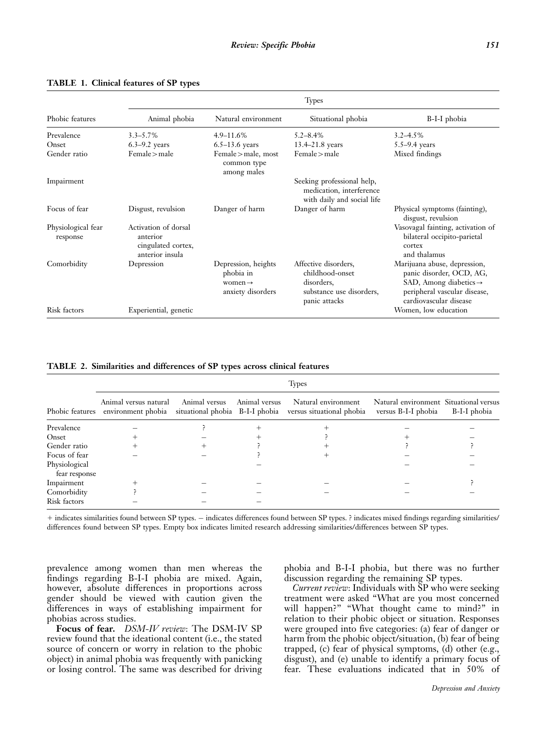**TABLE 1. Clinical features of SP types**

| Phobic features | Types | | | |
|---|---|---|---|---|
| | Animal phobia | Natural environment | Situational phobia | B-I-I phobia |
| Prevalence | 3.3–5.7% | 4.9–11.6% | 5.2–8.4% | 3.2–4.5% |
| Onset | 6.3–9.2 years | 6.5–13.6 years | 13.4–21.8 years | 5.5–9.4 years |
| Gender ratio | Female > male | Female > male, most common type among males | Female > male | Mixed findings |
| Impairment | | | Seeking professional help, medication, interference with daily and social life | |
| Focus of fear | Disgust, revulsion | Danger of harm | Danger of harm | Physical symptoms (fainting), disgust, revulsion |
| Physiological fear response | Activation of dorsal anterior cingulated cortex, anterior insula | | | Vasovagal fainting, activation of bilateral occipito-parietal cortex and thalamus |
| Comorbidity | Depression | Depression, heights phobia in women → anxiety disorders | Affective disorders, childhood-onset disorders, substance use disorders, panic attacks | Marijuana abuse, depression, panic disorder, OCD, AG, SAD, Among diabetics → peripheral vascular disease, cardiovascular disease |
| Risk factors | Experiential, genetic | | | Women, low education |

**TABLE 2. Similarities and differences of SP types across clinical features**

| Phobic features | Types | | | | | |
|---|---|---|---|---|---|---|
| | Animal versus natural environment phobia | Animal versus situational phobia | Animal versus B-I-I phobia | Natural environment versus situational phobia | Natural environment versus B-I-I phobia | Situational versus B-I-I phobia |
| Prevalence | – | ? | + | + | – | – |
| Onset | + | – | + | ? | + | – |
| Gender ratio | + | + | ? | + | ? | ? |
| Focus of fear | – | – | ? | + | – | – |
| Physiological fear response | | | – | | – | – |
| Impairment | + | – | – | – | – | ? |
| Comorbidity | ? | – | – | – | – | – |
| Risk factors | – | – | – | | | |

+ indicates similarities found between SP types. – indicates differences found between SP types. ? indicates mixed findings regarding similarities/differences found between SP types. Empty box indicates limited research addressing similarities/differences between SP types.

prevalence among women than men whereas the findings regarding B-I-I phobia are mixed. Again, however, absolute differences in proportions across gender should be viewed with caution given the differences in ways of establishing impairment for phobias across studies.

**Focus of fear.** *DSM-IV review*: The DSM-IV SP review found that the ideational content (i.e., the stated source of concern or worry in relation to the phobic object) in animal phobia was frequently with panicking or losing control. The same was described for driving phobia and B-I-I phobia, but there was no further discussion regarding the remaining SP types.

*Current review*: Individuals with SP who were seeking treatment were asked "What are you most concerned will happen?" "What thought came to mind?" in relation to their phobic object or situation. Responses were grouped into five categories: (a) fear of danger or harm from the phobic object/situation, (b) fear of being trapped, (c) fear of physical symptoms, (d) other (e.g., disgust), and (e) unable to identify a primary focus of fear. These evaluations indicated that in 50% of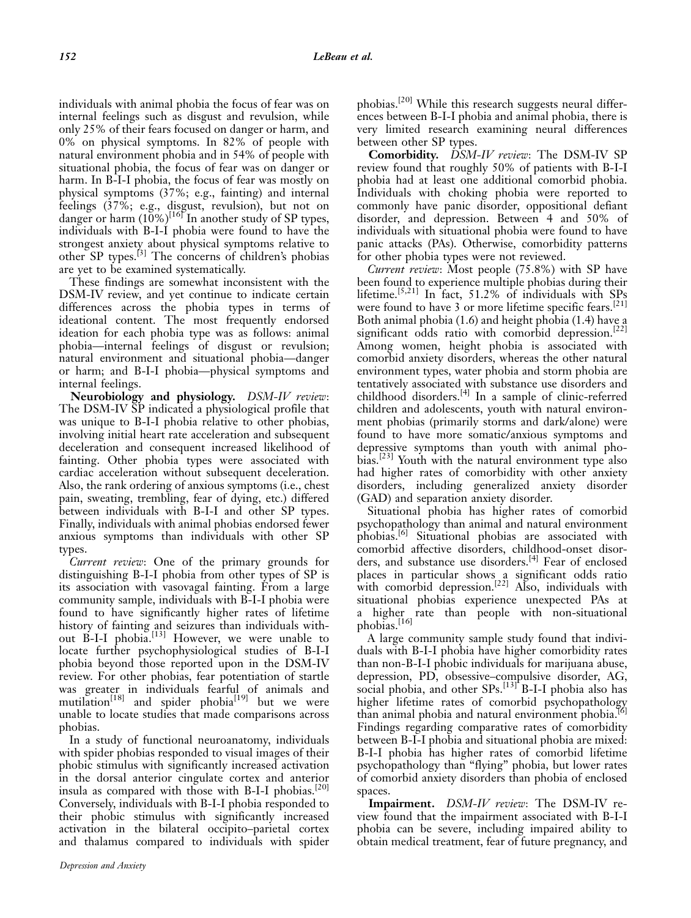individuals with animal phobia the focus of fear was on internal feelings such as disgust and revulsion, while only 25% of their fears focused on danger or harm, and 0% on physical symptoms. In 82% of people with natural environment phobia and in 54% of people with situational phobia, the focus of fear was on danger or harm. In B-I-I phobia, the focus of fear was mostly on physical symptoms (37%; e.g., fainting) and internal feelings (37%; e.g., disgust, revulsion), but not on danger or harm (10%)[16] In another study of SP types, individuals with B-I-I phobia were found to have the strongest anxiety about physical symptoms relative to other SP types.[3] The concerns of children's phobias are yet to be examined systematically.

These findings are somewhat inconsistent with the DSM-IV review, and yet continue to indicate certain differences across the phobia types in terms of ideational content. The most frequently endorsed ideation for each phobia type was as follows: animal phobia—internal feelings of disgust or revulsion; natural environment and situational phobia—danger or harm; and B-I-I phobia—physical symptoms and internal feelings.

**Neurobiology and physiology.** *DSM-IV review*: The DSM-IV SP indicated a physiological profile that was unique to B-I-I phobia relative to other phobias, involving initial heart rate acceleration and subsequent deceleration and consequent increased likelihood of fainting. Other phobia types were associated with cardiac acceleration without subsequent deceleration. Also, the rank ordering of anxious symptoms (i.e., chest pain, sweating, trembling, fear of dying, etc.) differed between individuals with B-I-I and other SP types. Finally, individuals with animal phobias endorsed fewer anxious symptoms than individuals with other SP types.

*Current review*: One of the primary grounds for distinguishing B-I-I phobia from other types of SP is its association with vasovagal fainting. From a large community sample, individuals with B-I-I phobia were found to have significantly higher rates of lifetime history of fainting and seizures than individuals without B-I-I phobia.[13] However, we were unable to locate further psychophysiological studies of B-I-I phobia beyond those reported upon in the DSM-IV review. For other phobias, fear potentiation of startle was greater in individuals fearful of animals and mutilation[18] and spider phobia[19] but we were unable to locate studies that made comparisons across phobias.

In a study of functional neuroanatomy, individuals with spider phobias responded to visual images of their phobic stimulus with significantly increased activation in the dorsal anterior cingulate cortex and anterior insula as compared with those with B-I-I phobias.[20] Conversely, individuals with B-I-I phobia responded to their phobic stimulus with significantly increased activation in the bilateral occipito–parietal cortex and thalamus compared to individuals with spider phobias.[20] While this research suggests neural differences between B-I-I phobia and animal phobia, there is very limited research examining neural differences between other SP types.

**Comorbidity.** *DSM-IV review*: The DSM-IV SP review found that roughly 50% of patients with B-I-I phobia had at least one additional comorbid phobia. Individuals with choking phobia were reported to commonly have panic disorder, oppositional defiant disorder, and depression. Between 4 and 50% of individuals with situational phobia were found to have panic attacks (PAs). Otherwise, comorbidity patterns for other phobia types were not reviewed.

*Current review*: Most people (75.8%) with SP have been found to experience multiple phobias during their lifetime.[5,21] In fact, 51.2% of individuals with SPs were found to have 3 or more lifetime specific fears.[21] Both animal phobia (1.6) and height phobia (1.4) have a significant odds ratio with comorbid depression.[22] Among women, height phobia is associated with comorbid anxiety disorders, whereas the other natural environment types, water phobia and storm phobia are tentatively associated with substance use disorders and childhood disorders.[4] In a sample of clinic-referred children and adolescents, youth with natural environment phobias (primarily storms and dark/alone) were found to have more somatic/anxious symptoms and depressive symptoms than youth with animal phobias.[23] Youth with the natural environment type also had higher rates of comorbidity with other anxiety disorders, including generalized anxiety disorder (GAD) and separation anxiety disorder.

Situational phobia has higher rates of comorbid psychopathology than animal and natural environment phobias.[6] Situational phobias are associated with comorbid affective disorders, childhood-onset disorders, and substance use disorders.[4] Fear of enclosed places in particular shows a significant odds ratio with comorbid depression.[22] Also, individuals with situational phobias experience unexpected PAs at a higher rate than people with non-situational phobias.[16]

A large community sample study found that individuals with B-I-I phobia have higher comorbidity rates than non-B-I-I phobic individuals for marijuana abuse, depression, PD, obsessive–compulsive disorder, AG, social phobia, and other SPs.[13] B-I-I phobia also has higher lifetime rates of comorbid psychopathology than animal phobia and natural environment phobia.[6] Findings regarding comparative rates of comorbidity between B-I-I phobia and situational phobia are mixed: B-I-I phobia has higher rates of comorbid lifetime psychopathology than "flying" phobia, but lower rates of comorbid anxiety disorders than phobia of enclosed spaces.

**Impairment.** *DSM-IV review*: The DSM-IV review found that the impairment associated with B-I-I phobia can be severe, including impaired ability to obtain medical treatment, fear of future pregnancy, and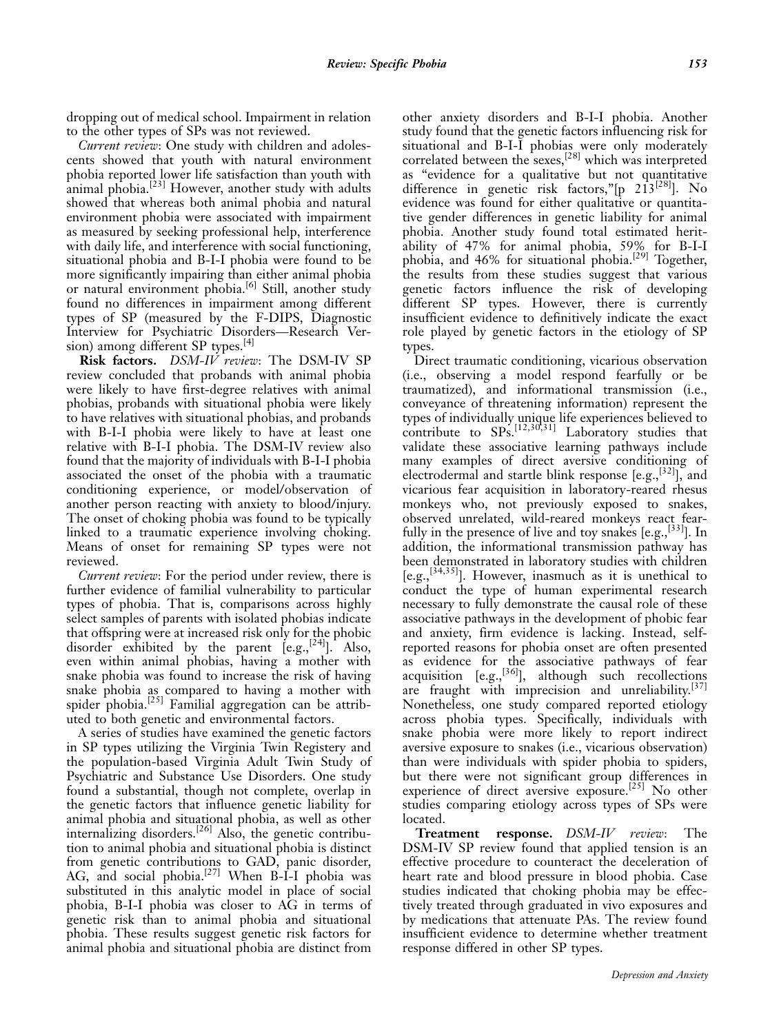dropping out of medical school. Impairment in relation to the other types of SPs was not reviewed.

*Current review*: One study with children and adolescents showed that youth with natural environment phobia reported lower life satisfaction than youth with animal phobia.[23] However, another study with adults showed that whereas both animal phobia and natural environment phobia were associated with impairment as measured by seeking professional help, interference with daily life, and interference with social functioning, situational phobia and B-I-I phobia were found to be more significantly impairing than either animal phobia or natural environment phobia.[6] Still, another study found no differences in impairment among different types of SP (measured by the F-DIPS, Diagnostic Interview for Psychiatric Disorders—Research Version) among different SP types.[4]

**Risk factors.** *DSM-IV review*: The DSM-IV SP review concluded that probands with animal phobia were likely to have first-degree relatives with animal phobias, probands with situational phobia were likely to have relatives with situational phobias, and probands with B-I-I phobia were likely to have at least one relative with B-I-I phobia. The DSM-IV review also found that the majority of individuals with B-I-I phobia associated the onset of the phobia with a traumatic conditioning experience, or model/observation of another person reacting with anxiety to blood/injury. The onset of choking phobia was found to be typically linked to a traumatic experience involving choking. Means of onset for remaining SP types were not reviewed.

*Current review*: For the period under review, there is further evidence of familial vulnerability to particular types of phobia. That is, comparisons across highly select samples of parents with isolated phobias indicate that offspring were at increased risk only for the phobic disorder exhibited by the parent [e.g.,[24]]. Also, even within animal phobias, having a mother with snake phobia was found to increase the risk of having snake phobia as compared to having a mother with spider phobia.[25] Familial aggregation can be attributed to both genetic and environmental factors.

A series of studies have examined the genetic factors in SP types utilizing the Virginia Twin Registery and the population-based Virginia Adult Twin Study of Psychiatric and Substance Use Disorders. One study found a substantial, though not complete, overlap in the genetic factors that influence genetic liability for animal phobia and situational phobia, as well as other internalizing disorders.[26] Also, the genetic contribution to animal phobia and situational phobia is distinct from genetic contributions to GAD, panic disorder, AG, and social phobia.[27] When B-I-I phobia was substituted in this analytic model in place of social phobia, B-I-I phobia was closer to AG in terms of genetic risk than to animal phobia and situational phobia. These results suggest genetic risk factors for animal phobia and situational phobia are distinct from other anxiety disorders and B-I-I phobia. Another study found that the genetic factors influencing risk for situational and B-I-I phobias were only moderately correlated between the sexes,[28] which was interpreted as "evidence for a qualitative but not quantitative difference in genetic risk factors,"[p 213[28]]. No evidence was found for either qualitative or quantitative gender differences in genetic liability for animal phobia. Another study found total estimated heritability of 47% for animal phobia, 59% for B-I-I phobia, and 46% for situational phobia.[29] Together, the results from these studies suggest that various genetic factors influence the risk of developing different SP types. However, there is currently insufficient evidence to definitively indicate the exact role played by genetic factors in the etiology of SP types.

Direct traumatic conditioning, vicarious observation (i.e., observing a model respond fearfully or be traumatized), and informational transmission (i.e., conveyance of threatening information) represent the types of individually unique life experiences believed to contribute to SPs.[12,30,31] Laboratory studies that validate these associative learning pathways include many examples of direct aversive conditioning of electrodermal and startle blink response [e.g.,[32]], and vicarious fear acquisition in laboratory-reared rhesus monkeys who, not previously exposed to snakes, observed unrelated, wild-reared monkeys react fearfully in the presence of live and toy snakes [e.g.,[33]]. In addition, the informational transmission pathway has been demonstrated in laboratory studies with children [e.g.,[34,35]]. However, inasmuch as it is unethical to conduct the type of human experimental research necessary to fully demonstrate the causal role of these associative pathways in the development of phobic fear and anxiety, firm evidence is lacking. Instead, self-reported reasons for phobia onset are often presented as evidence for the associative pathways of fear acquisition [e.g.,[36]], although such recollections are fraught with imprecision and unreliability.[37] Nonetheless, one study compared reported etiology across phobia types. Specifically, individuals with snake phobia were more likely to report indirect aversive exposure to snakes (i.e., vicarious observation) than were individuals with spider phobia to spiders, but there were not significant group differences in experience of direct aversive exposure.[25] No other studies comparing etiology across types of SPs were located.

**Treatment response.** *DSM-IV review*: The DSM-IV SP review found that applied tension is an effective procedure to counteract the deceleration of heart rate and blood pressure in blood phobia. Case studies indicated that choking phobia may be effectively treated through graduated in vivo exposures and by medications that attenuate PAs. The review found insufficient evidence to determine whether treatment response differed in other SP types.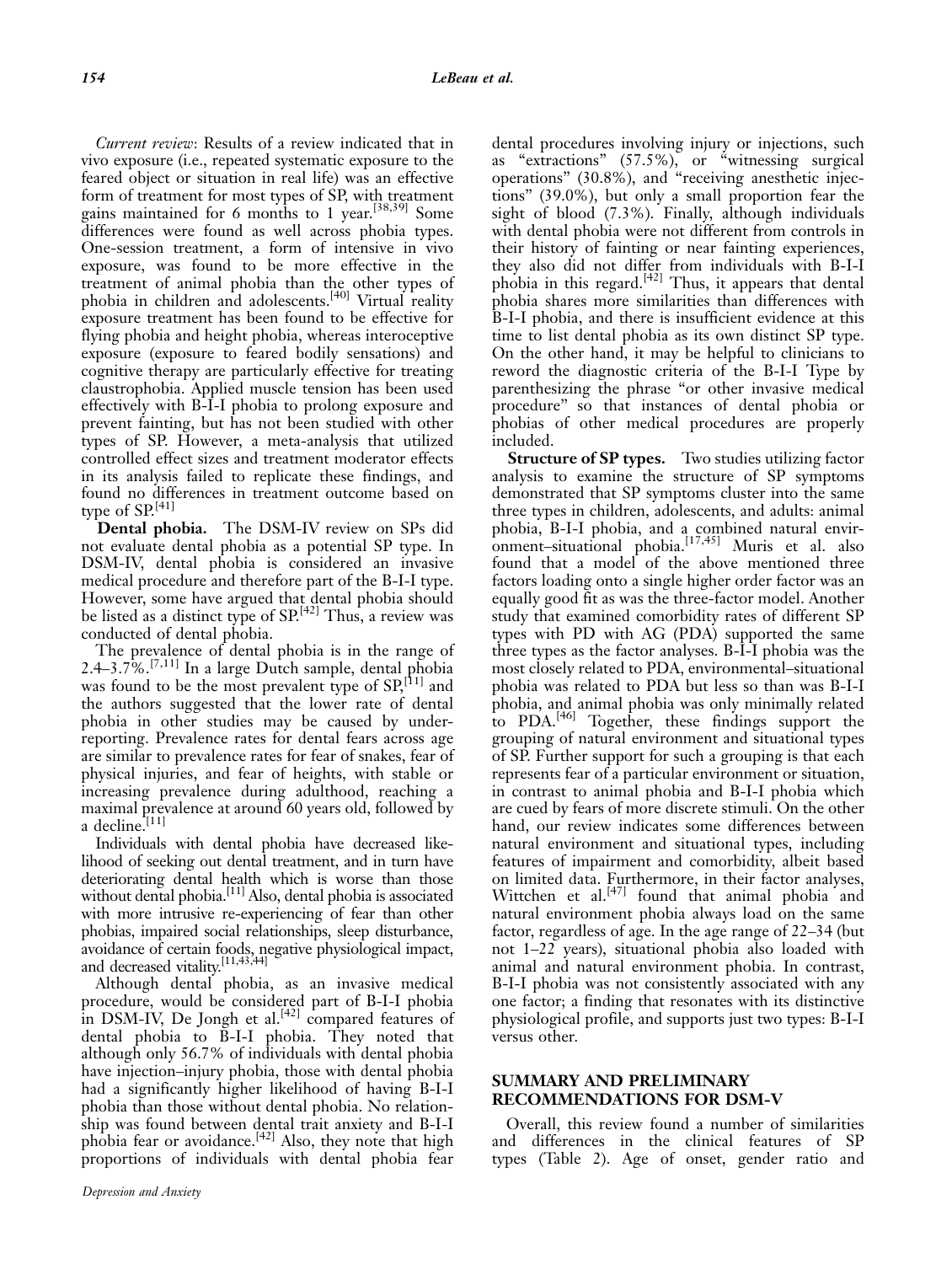*Current review*: Results of a review indicated that in vivo exposure (i.e., repeated systematic exposure to the feared object or situation in real life) was an effective form of treatment for most types of SP, with treatment gains maintained for 6 months to 1 year.[38,39] Some differences were found as well across phobia types. One-session treatment, a form of intensive in vivo exposure, was found to be more effective in the treatment of animal phobia than the other types of phobia in children and adolescents.[40] Virtual reality exposure treatment has been found to be effective for flying phobia and height phobia, whereas interoceptive exposure (exposure to feared bodily sensations) and cognitive therapy are particularly effective for treating claustrophobia. Applied muscle tension has been used effectively with B-I-I phobia to prolong exposure and prevent fainting, but has not been studied with other types of SP. However, a meta-analysis that utilized controlled effect sizes and treatment moderator effects in its analysis failed to replicate these findings, and found no differences in treatment outcome based on type of SP.[41]

**Dental phobia.** The DSM-IV review on SPs did not evaluate dental phobia as a potential SP type. In DSM-IV, dental phobia is considered an invasive medical procedure and therefore part of the B-I-I type. However, some have argued that dental phobia should be listed as a distinct type of SP.[42] Thus, a review was conducted of dental phobia.

The prevalence of dental phobia is in the range of 2.4–3.7%.[7,11] In a large Dutch sample, dental phobia was found to be the most prevalent type of SP,[11] and the authors suggested that the lower rate of dental phobia in other studies may be caused by underreporting. Prevalence rates for dental fears across age are similar to prevalence rates for fear of snakes, fear of physical injuries, and fear of heights, with stable or increasing prevalence during adulthood, reaching a maximal prevalence at around 60 years old, followed by a decline.[11]

Individuals with dental phobia have decreased likelihood of seeking out dental treatment, and in turn have deteriorating dental health which is worse than those without dental phobia.[11] Also, dental phobia is associated with more intrusive re-experiencing of fear than other phobias, impaired social relationships, sleep disturbance, avoidance of certain foods, negative physiological impact, and decreased vitality.[11,43,44]

Although dental phobia, as an invasive medical procedure, would be considered part of B-I-I phobia in DSM-IV, De Jongh et al.[42] compared features of dental phobia to B-I-I phobia. They noted that although only 56.7% of individuals with dental phobia have injection–injury phobia, those with dental phobia had a significantly higher likelihood of having B-I-I phobia than those without dental phobia. No relationship was found between dental trait anxiety and B-I-I phobia fear or avoidance.[42] Also, they note that high proportions of individuals with dental phobia fear dental procedures involving injury or injections, such as "extractions" (57.5%), or "witnessing surgical operations" (30.8%), and "receiving anesthetic injections" (39.0%), but only a small proportion fear the sight of blood (7.3%). Finally, although individuals with dental phobia were not different from controls in their history of fainting or near fainting experiences, they also did not differ from individuals with B-I-I phobia in this regard.[42] Thus, it appears that dental phobia shares more similarities than differences with B-I-I phobia, and there is insufficient evidence at this time to list dental phobia as its own distinct SP type. On the other hand, it may be helpful to clinicians to reword the diagnostic criteria of the B-I-I Type by parenthesizing the phrase "or other invasive medical procedure" so that instances of dental phobia or phobias of other medical procedures are properly included.

**Structure of SP types.** Two studies utilizing factor analysis to examine the structure of SP symptoms demonstrated that SP symptoms cluster into the same three types in children, adolescents, and adults: animal phobia, B-I-I phobia, and a combined natural environment–situational phobia.[17,45] Muris et al. also found that a model of the above mentioned three factors loading onto a single higher order factor was an equally good fit as was the three-factor model. Another study that examined comorbidity rates of different SP types with PD with AG (PDA) supported the same three types as the factor analyses. B-I-I phobia was the most closely related to PDA, environmental–situational phobia was related to PDA but less so than was B-I-I phobia, and animal phobia was only minimally related to PDA.[46] Together, these findings support the grouping of natural environment and situational types of SP. Further support for such a grouping is that each represents fear of a particular environment or situation, in contrast to animal phobia and B-I-I phobia which are cued by fears of more discrete stimuli. On the other hand, our review indicates some differences between natural environment and situational types, including features of impairment and comorbidity, albeit based on limited data. Furthermore, in their factor analyses, Wittchen et al.[47] found that animal phobia and natural environment phobia always load on the same factor, regardless of age. In the age range of 22–34 (but not 1–22 years), situational phobia also loaded with animal and natural environment phobia. In contrast, B-I-I phobia was not consistently associated with any one factor; a finding that resonates with its distinctive physiological profile, and supports just two types: B-I-I versus other.

## SUMMARY AND PRELIMINARY RECOMMENDATIONS FOR DSM-V

Overall, this review found a number of similarities and differences in the clinical features of SP types (Table 2). Age of onset, gender ratio and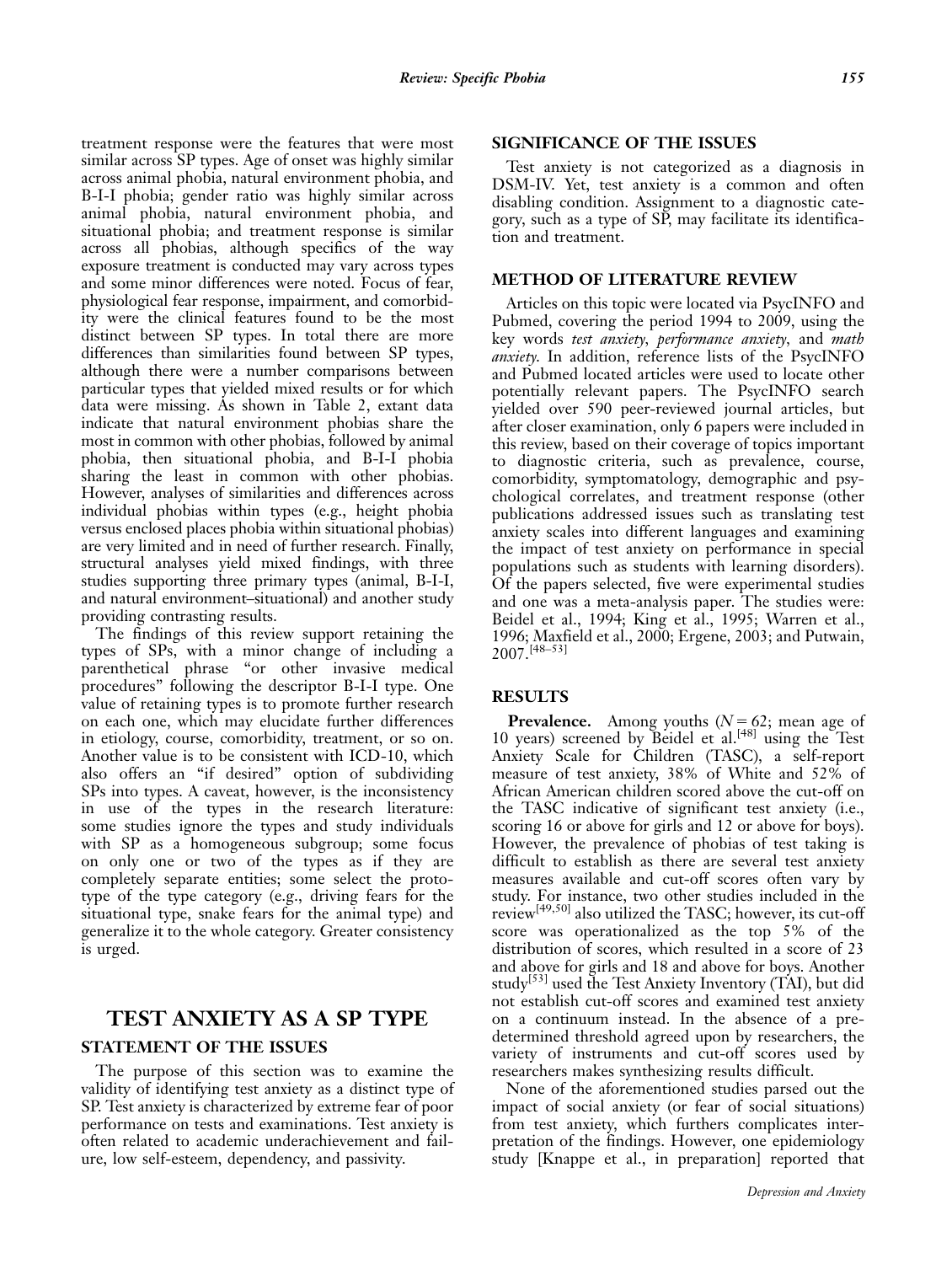treatment response were the features that were most similar across SP types. Age of onset was highly similar across animal phobia, natural environment phobia, and B-I-I phobia; gender ratio was highly similar across animal phobia, natural environment phobia, and situational phobia; and treatment response is similar across all phobias, although specifics of the way exposure treatment is conducted may vary across types and some minor differences were noted. Focus of fear, physiological fear response, impairment, and comorbidity were the clinical features found to be the most distinct between SP types. In total there are more differences than similarities found between SP types, although there were a number comparisons between particular types that yielded mixed results or for which data were missing. As shown in Table 2, extant data indicate that natural environment phobias share the most in common with other phobias, followed by animal phobia, then situational phobia, and B-I-I phobia sharing the least in common with other phobias. However, analyses of similarities and differences across individual phobias within types (e.g., height phobia versus enclosed places phobia within situational phobias) are very limited and in need of further research. Finally, structural analyses yield mixed findings, with three studies supporting three primary types (animal, B-I-I, and natural environment–situational) and another study providing contrasting results.

The findings of this review support retaining the types of SPs, with a minor change of including a parenthetical phrase "or other invasive medical procedures" following the descriptor B-I-I type. One value of retaining types is to promote further research on each one, which may elucidate further differences in etiology, course, comorbidity, treatment, or so on. Another value is to be consistent with ICD-10, which also offers an "if desired" option of subdividing SPs into types. A caveat, however, is the inconsistency in use of the types in the research literature: some studies ignore the types and study individuals with SP as a homogeneous subgroup; some focus on only one or two of the types as if they are completely separate entities; some select the prototype of the type category (e.g., driving fears for the situational type, snake fears for the animal type) and generalize it to the whole category. Greater consistency is urged.

# TEST ANXIETY AS A SP TYPE

## STATEMENT OF THE ISSUES

The purpose of this section was to examine the validity of identifying test anxiety as a distinct type of SP. Test anxiety is characterized by extreme fear of poor performance on tests and examinations. Test anxiety is often related to academic underachievement and failure, low self-esteem, dependency, and passivity.

## SIGNIFICANCE OF THE ISSUES

Test anxiety is not categorized as a diagnosis in DSM-IV. Yet, test anxiety is a common and often disabling condition. Assignment to a diagnostic category, such as a type of SP, may facilitate its identification and treatment.

## METHOD OF LITERATURE REVIEW

Articles on this topic were located via PsycINFO and Pubmed, covering the period 1994 to 2009, using the key words *test anxiety*, *performance anxiety*, and *math anxiety*. In addition, reference lists of the PsycINFO and Pubmed located articles were used to locate other potentially relevant papers. The PsycINFO search yielded over 590 peer-reviewed journal articles, but after closer examination, only 6 papers were included in this review, based on their coverage of topics important to diagnostic criteria, such as prevalence, course, comorbidity, symptomatology, demographic and psychological correlates, and treatment response (other publications addressed issues such as translating test anxiety scales into different languages and examining the impact of test anxiety on performance in special populations such as students with learning disorders). Of the papers selected, five were experimental studies and one was a meta-analysis paper. The studies were: Beidel et al., 1994; King et al., 1995; Warren et al., 1996; Maxfield et al., 2000; Ergene, 2003; and Putwain, 2007.[48–53]

## RESULTS

**Prevalence.** Among youths ($N = 62$; mean age of 10 years) screened by Beidel et al.[48] using the Test Anxiety Scale for Children (TASC), a self-report measure of test anxiety, 38% of White and 52% of African American children scored above the cut-off on the TASC indicative of significant test anxiety (i.e., scoring 16 or above for girls and 12 or above for boys). However, the prevalence of phobias of test taking is difficult to establish as there are several test anxiety measures available and cut-off scores often vary by study. For instance, two other studies included in the review[49,50] also utilized the TASC; however, its cut-off score was operationalized as the top 5% of the distribution of scores, which resulted in a score of 23 and above for girls and 18 and above for boys. Another study[53] used the Test Anxiety Inventory (TAI), but did not establish cut-off scores and examined test anxiety on a continuum instead. In the absence of a predetermined threshold agreed upon by researchers, the variety of instruments and cut-off scores used by researchers makes synthesizing results difficult.

None of the aforementioned studies parsed out the impact of social anxiety (or fear of social situations) from test anxiety, which furthers complicates interpretation of the findings. However, one epidemiology study [Knappe et al., in preparation] reported that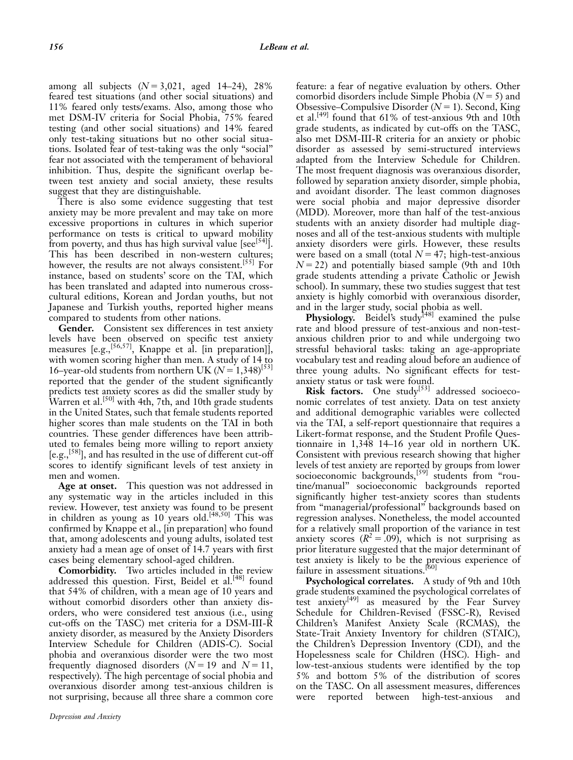among all subjects ($N = 3{,}021$, aged 14–24), 28% feared test situations (and other social situations) and 11% feared only tests/exams. Also, among those who met DSM-IV criteria for Social Phobia, 75% feared testing (and other social situations) and 14% feared only test-taking situations but no other social situations. Isolated fear of test-taking was the only "social" fear not associated with the temperament of behavioral inhibition. Thus, despite the significant overlap between test anxiety and social anxiety, these results suggest that they are distinguishable.

There is also some evidence suggesting that test anxiety may be more prevalent and may take on more excessive proportions in cultures in which superior performance on tests is critical to upward mobility from poverty, and thus has high survival value [see[54]]. This has been described in non-western cultures; however, the results are not always consistent.[55] For instance, based on students' score on the TAI, which has been translated and adapted into numerous cross-cultural editions, Korean and Jordan youths, but not Japanese and Turkish youths, reported higher means compared to students from other nations.

**Gender.** Consistent sex differences in test anxiety levels have been observed on specific test anxiety measures [e.g.,[56,57], Knappe et al. [in preparation]], with women scoring higher than men. A study of 14 to 16–year-old students from northern UK ($N = 1{,}348$)[53] reported that the gender of the student significantly predicts test anxiety scores as did the smaller study by Warren et al.[50] with 4th, 7th, and 10th grade students in the United States, such that female students reported higher scores than male students on the TAI in both countries. These gender differences have been attributed to females being more willing to report anxiety [e.g.,[58]], and has resulted in the use of different cut-off scores to identify significant levels of test anxiety in men and women.

**Age at onset.** This question was not addressed in any systematic way in the articles included in this review. However, test anxiety was found to be present in children as young as 10 years old.[48,50] This was confirmed by Knappe et al., [in preparation] who found that, among adolescents and young adults, isolated test anxiety had a mean age of onset of 14.7 years with first cases being elementary school-aged children.

**Comorbidity.** Two articles included in the review addressed this question. First, Beidel et al.[48] found that 54% of children, with a mean age of 10 years and without comorbid disorders other than anxiety disorders, who were considered test anxious (i.e., using cut-offs on the TASC) met criteria for a DSM-III-R anxiety disorder, as measured by the Anxiety Disorders Interview Schedule for Children (ADIS-C). Social phobia and overanxious disorder were the two most frequently diagnosed disorders ($N = 19$ and $N = 11$, respectively). The high percentage of social phobia and overanxious disorder among test-anxious children is not surprising, because all three share a common core feature: a fear of negative evaluation by others. Other comorbid disorders include Simple Phobia ($N = 5$) and Obsessive–Compulsive Disorder ($N = 1$). Second, King et al.[49] found that 61% of test-anxious 9th and 10th grade students, as indicated by cut-offs on the TASC, also met DSM-III-R criteria for an anxiety or phobic disorder as assessed by semi-structured interviews adapted from the Interview Schedule for Children. The most frequent diagnosis was overanxious disorder, followed by separation anxiety disorder, simple phobia, and avoidant disorder. The least common diagnoses were social phobia and major depressive disorder (MDD). Moreover, more than half of the test-anxious students with an anxiety disorder had multiple diagnoses and all of the test-anxious students with multiple anxiety disorders were girls. However, these results were based on a small (total $N = 47$; high-test-anxious $N = 22$) and potentially biased sample (9th and 10th grade students attending a private Catholic or Jewish school). In summary, these two studies suggest that test anxiety is highly comorbid with overanxious disorder, and in the larger study, social phobia as well.

**Physiology.** Beidel's study[48] examined the pulse rate and blood pressure of test-anxious and non-test-anxious children prior to and while undergoing two stressful behavioral tasks: taking an age-appropriate vocabulary test and reading aloud before an audience of three young adults. No significant effects for test-anxiety status or task were found.

**Risk factors.** One study[53] addressed socioeconomic correlates of test anxiety. Data on test anxiety and additional demographic variables were collected via the TAI, a self-report questionnaire that requires a Likert-format response, and the Student Profile Questionnaire in 1,348 14–16 year old in northern UK. Consistent with previous research showing that higher levels of test anxiety are reported by groups from lower socioeconomic backgrounds,[59] students from "routine/manual" socioeconomic backgrounds reported significantly higher test-anxiety scores than students from "managerial/professional" backgrounds based on regression analyses. Nonetheless, the model accounted for a relatively small proportion of the variance in test anxiety scores ($R^2 = .09$), which is not surprising as prior literature suggested that the major determinant of test anxiety is likely to be the previous experience of failure in assessment situations.[60]

**Psychological correlates.** A study of 9th and 10th grade students examined the psychological correlates of test anxiety[49] as measured by the Fear Survey Schedule for Children-Revised (FSSC-R), Revised Children's Manifest Anxiety Scale (RCMAS), the State-Trait Anxiety Inventory for children (STAIC), the Children's Depression Inventory (CDI), and the Hopelessness scale for Children (HSC). High- and low-test-anxious students were identified by the top 5% and bottom 5% of the distribution of scores on the TASC. On all assessment measures, differences were reported between high-test-anxious and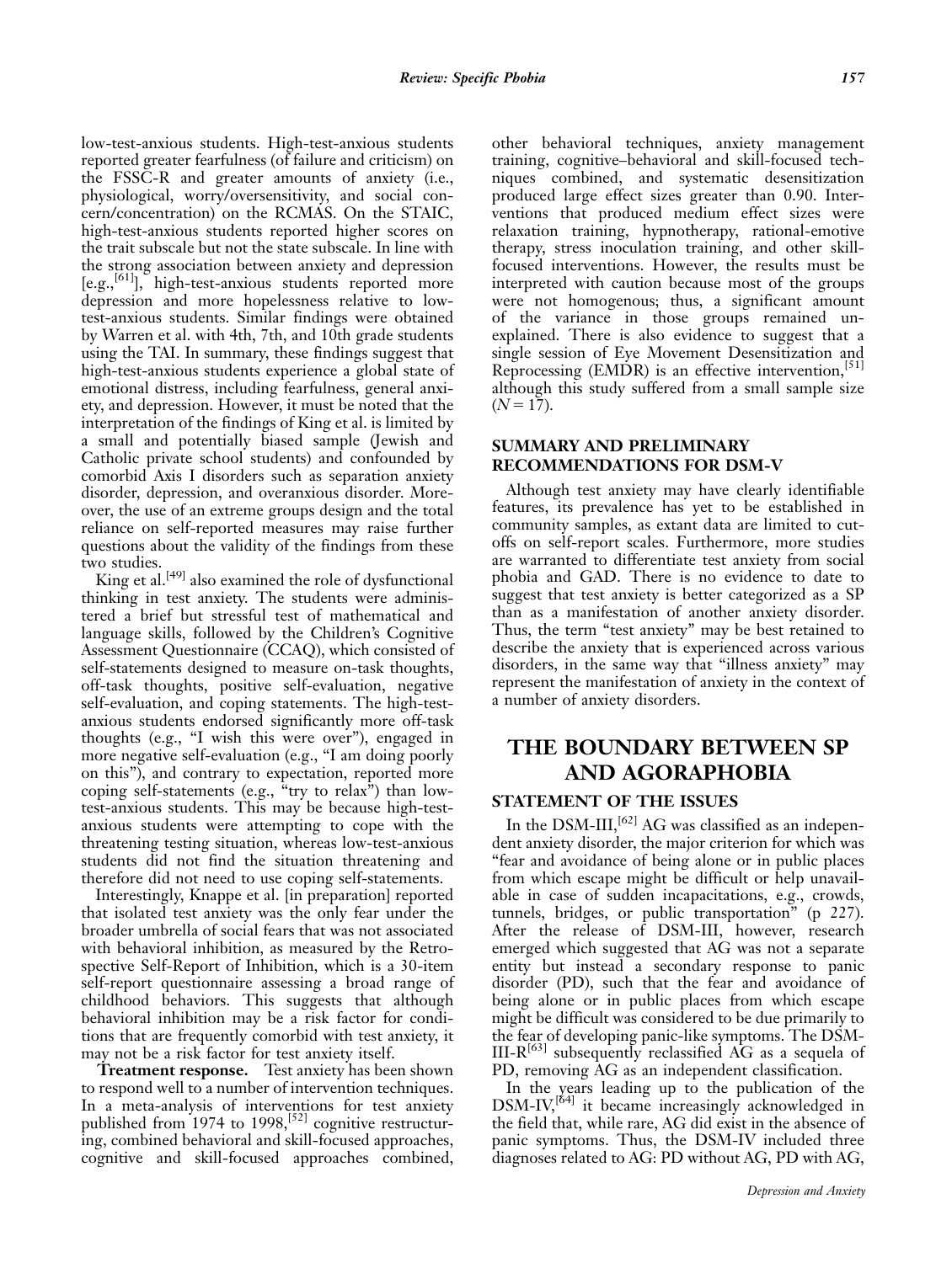low-test-anxious students. High-test-anxious students reported greater fearfulness (of failure and criticism) on the FSSC-R and greater amounts of anxiety (i.e., physiological, worry/oversensitivity, and social concern/concentration) on the RCMAS. On the STAIC, high-test-anxious students reported higher scores on the trait subscale but not the state subscale. In line with the strong association between anxiety and depression [e.g.,[61]], high-test-anxious students reported more depression and more hopelessness relative to low-test-anxious students. Similar findings were obtained by Warren et al. with 4th, 7th, and 10th grade students using the TAI. In summary, these findings suggest that high-test-anxious students experience a global state of emotional distress, including fearfulness, general anxiety, and depression. However, it must be noted that the interpretation of the findings of King et al. is limited by a small and potentially biased sample (Jewish and Catholic private school students) and confounded by comorbid Axis I disorders such as separation anxiety disorder, depression, and overanxious disorder. Moreover, the use of an extreme groups design and the total reliance on self-reported measures may raise further questions about the validity of the findings from these two studies.

King et al.[49] also examined the role of dysfunctional thinking in test anxiety. The students were administered a brief but stressful test of mathematical and language skills, followed by the Children's Cognitive Assessment Questionnaire (CCAQ), which consisted of self-statements designed to measure on-task thoughts, off-task thoughts, positive self-evaluation, negative self-evaluation, and coping statements. The high-test-anxious students endorsed significantly more off-task thoughts (e.g., "I wish this were over"), engaged in more negative self-evaluation (e.g., "I am doing poorly on this"), and contrary to expectation, reported more coping self-statements (e.g., "try to relax") than low-test-anxious students. This may be because high-test-anxious students were attempting to cope with the threatening testing situation, whereas low-test-anxious students did not find the situation threatening and therefore did not need to use coping self-statements.

Interestingly, Knappe et al. [in preparation] reported that isolated test anxiety was the only fear under the broader umbrella of social fears that was not associated with behavioral inhibition, as measured by the Retrospective Self-Report of Inhibition, which is a 30-item self-report questionnaire assessing a broad range of childhood behaviors. This suggests that although behavioral inhibition may be a risk factor for conditions that are frequently comorbid with test anxiety, it may not be a risk factor for test anxiety itself.

**Treatment response.** Test anxiety has been shown to respond well to a number of intervention techniques. In a meta-analysis of interventions for test anxiety published from 1974 to 1998,[52] cognitive restructuring, combined behavioral and skill-focused approaches, cognitive and skill-focused approaches combined, other behavioral techniques, anxiety management training, cognitive–behavioral and skill-focused techniques combined, and systematic desensitization produced large effect sizes greater than 0.90. Interventions that produced medium effect sizes were relaxation training, hypnotherapy, rational-emotive therapy, stress inoculation training, and other skill-focused interventions. However, the results must be interpreted with caution because most of the groups were not homogenous; thus, a significant amount of the variance in those groups remained unexplained. There is also evidence to suggest that a single session of Eye Movement Desensitization and Reprocessing (EMDR) is an effective intervention,[51] although this study suffered from a small sample size ($N = 17$).

### SUMMARY AND PRELIMINARY RECOMMENDATIONS FOR DSM-V

Although test anxiety may have clearly identifiable features, its prevalence has yet to be established in community samples, as extant data are limited to cutoffs on self-report scales. Furthermore, more studies are warranted to differentiate test anxiety from social phobia and GAD. There is no evidence to date to suggest that test anxiety is better categorized as a SP than as a manifestation of another anxiety disorder. Thus, the term "test anxiety" may be best retained to describe the anxiety that is experienced across various disorders, in the same way that "illness anxiety" may represent the manifestation of anxiety in the context of a number of anxiety disorders.

## THE BOUNDARY BETWEEN SP AND AGORAPHOBIA

### STATEMENT OF THE ISSUES

In the DSM-III,[62] AG was classified as an independent anxiety disorder, the major criterion for which was "fear and avoidance of being alone or in public places from which escape might be difficult or help unavailable in case of sudden incapacitations, e.g., crowds, tunnels, bridges, or public transportation" (p 227). After the release of DSM-III, however, research emerged which suggested that AG was not a separate entity but instead a secondary response to panic disorder (PD), such that the fear and avoidance of being alone or in public places from which escape might be difficult was considered to be due primarily to the fear of developing panic-like symptoms. The DSM-III-R[63] subsequently reclassified AG as a sequela of PD, removing AG as an independent classification.

In the years leading up to the publication of the DSM-IV,[64] it became increasingly acknowledged in the field that, while rare, AG did exist in the absence of panic symptoms. Thus, the DSM-IV included three diagnoses related to AG: PD without AG, PD with AG,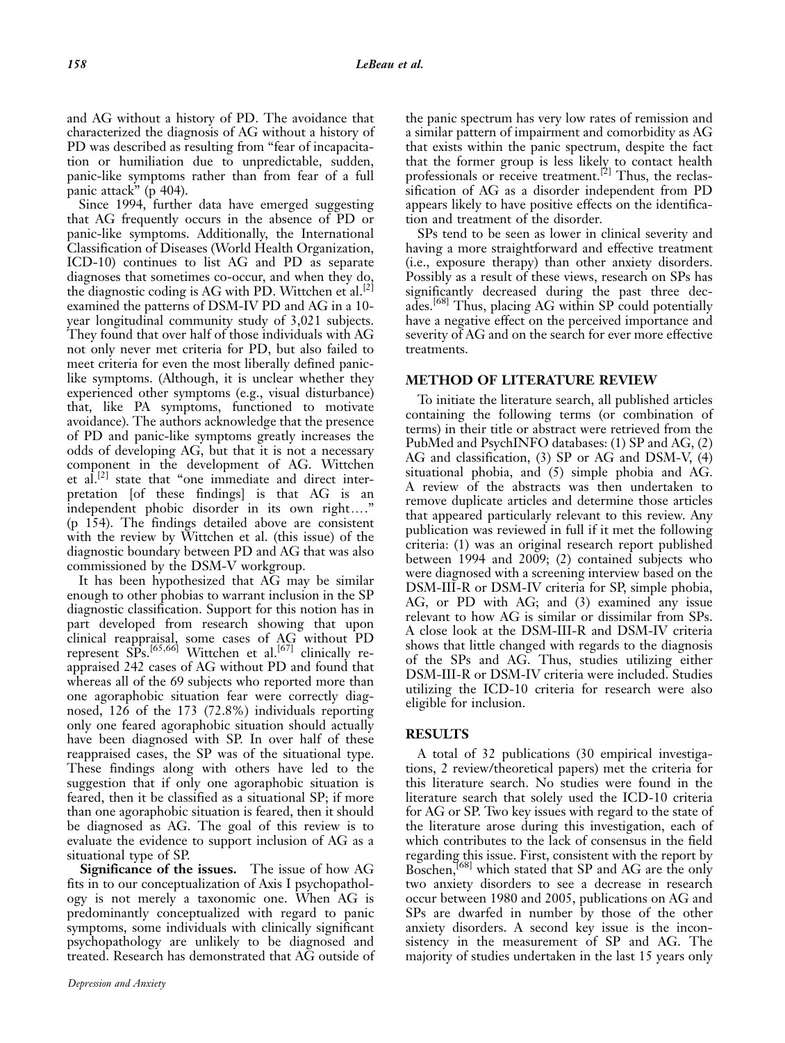and AG without a history of PD. The avoidance that characterized the diagnosis of AG without a history of PD was described as resulting from "fear of incapacitation or humiliation due to unpredictable, sudden, panic-like symptoms rather than from fear of a full panic attack" (p 404).

Since 1994, further data have emerged suggesting that AG frequently occurs in the absence of PD or panic-like symptoms. Additionally, the International Classification of Diseases (World Health Organization, ICD-10) continues to list AG and PD as separate diagnoses that sometimes co-occur, and when they do, the diagnostic coding is AG with PD. Wittchen et al.[2] examined the patterns of DSM-IV PD and AG in a 10-year longitudinal community study of 3,021 subjects. They found that over half of those individuals with AG not only never met criteria for PD, but also failed to meet criteria for even the most liberally defined panic-like symptoms. (Although, it is unclear whether they experienced other symptoms (e.g., visual disturbance) that, like PA symptoms, functioned to motivate avoidance). The authors acknowledge that the presence of PD and panic-like symptoms greatly increases the odds of developing AG, but that it is not a necessary component in the development of AG. Wittchen et al.[2] state that "one immediate and direct interpretation [of these findings] is that AG is an independent phobic disorder in its own right…." (p 154). The findings detailed above are consistent with the review by Wittchen et al. (this issue) of the diagnostic boundary between PD and AG that was also commissioned by the DSM-V workgroup.

It has been hypothesized that AG may be similar enough to other phobias to warrant inclusion in the SP diagnostic classification. Support for this notion has in part developed from research showing that upon clinical reappraisal, some cases of AG without PD represent SPs.[65,66] Wittchen et al.[67] clinically reappraised 242 cases of AG without PD and found that whereas all of the 69 subjects who reported more than one agoraphobic situation fear were correctly diagnosed, 126 of the 173 (72.8%) individuals reporting only one feared agoraphobic situation should actually have been diagnosed with SP. In over half of these reappraised cases, the SP was of the situational type. These findings along with others have led to the suggestion that if only one agoraphobic situation is feared, then it be classified as a situational SP; if more than one agoraphobic situation is feared, then it should be diagnosed as AG. The goal of this review is to evaluate the evidence to support inclusion of AG as a situational type of SP.

**Significance of the issues.** The issue of how AG fits in to our conceptualization of Axis I psychopathology is not merely a taxonomic one. When AG is predominantly conceptualized with regard to panic symptoms, some individuals with clinically significant psychopathology are unlikely to be diagnosed and treated. Research has demonstrated that AG outside of the panic spectrum has very low rates of remission and a similar pattern of impairment and comorbidity as AG that exists within the panic spectrum, despite the fact that the former group is less likely to contact health professionals or receive treatment.[2] Thus, the reclassification of AG as a disorder independent from PD appears likely to have positive effects on the identification and treatment of the disorder.

SPs tend to be seen as lower in clinical severity and having a more straightforward and effective treatment (i.e., exposure therapy) than other anxiety disorders. Possibly as a result of these views, research on SPs has significantly decreased during the past three decades.[68] Thus, placing AG within SP could potentially have a negative effect on the perceived importance and severity of AG and on the search for ever more effective treatments.

## METHOD OF LITERATURE REVIEW

To initiate the literature search, all published articles containing the following terms (or combination of terms) in their title or abstract were retrieved from the PubMed and PsychINFO databases: (1) SP and AG, (2) AG and classification, (3) SP or AG and DSM-V, (4) situational phobia, and (5) simple phobia and AG. A review of the abstracts was then undertaken to remove duplicate articles and determine those articles that appeared particularly relevant to this review. Any publication was reviewed in full if it met the following criteria: (1) was an original research report published between 1994 and 2009; (2) contained subjects who were diagnosed with a screening interview based on the DSM-III-R or DSM-IV criteria for SP, simple phobia, AG, or PD with AG; and (3) examined any issue relevant to how AG is similar or dissimilar from SPs. A close look at the DSM-III-R and DSM-IV criteria shows that little changed with regards to the diagnosis of the SPs and AG. Thus, studies utilizing either DSM-III-R or DSM-IV criteria were included. Studies utilizing the ICD-10 criteria for research were also eligible for inclusion.

## RESULTS

A total of 32 publications (30 empirical investigations, 2 review/theoretical papers) met the criteria for this literature search. No studies were found in the literature search that solely used the ICD-10 criteria for AG or SP. Two key issues with regard to the state of the literature arose during this investigation, each of which contributes to the lack of consensus in the field regarding this issue. First, consistent with the report by Boschen,[68] which stated that SP and AG are the only two anxiety disorders to see a decrease in research occur between 1980 and 2005, publications on AG and SPs are dwarfed in number by those of the other anxiety disorders. A second key issue is the inconsistency in the measurement of SP and AG. The majority of studies undertaken in the last 15 years only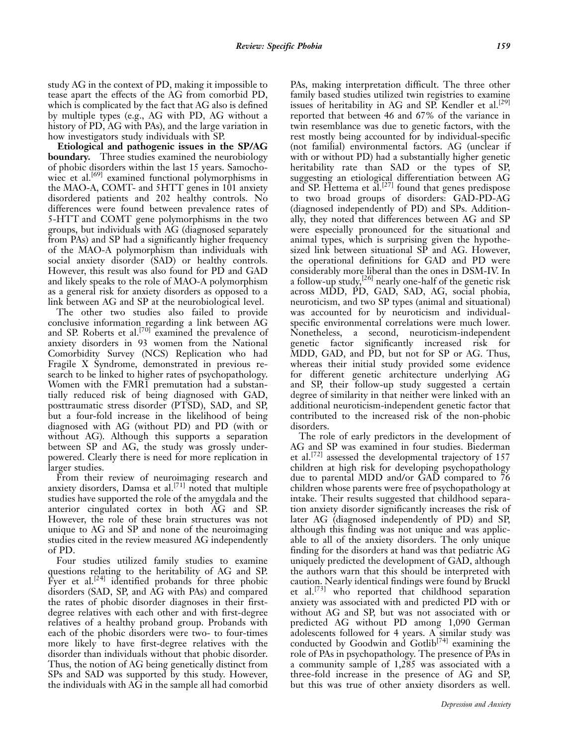study AG in the context of PD, making it impossible to tease apart the effects of the AG from comorbid PD, which is complicated by the fact that AG also is defined by multiple types (e.g., AG with PD, AG without a history of PD, AG with PAs), and the large variation in how investigators study individuals with SP.

**Etiological and pathogenic issues in the SP/AG boundary.** Three studies examined the neurobiology of phobic disorders within the last 15 years. Samochowiec et al.[69] examined functional polymorphisms in the MAO-A, COMT- and 5HTT genes in 101 anxiety disordered patients and 202 healthy controls. No differences were found between prevalence rates of 5-HTT and COMT gene polymorphisms in the two groups, but individuals with AG (diagnosed separately from PAs) and SP had a significantly higher frequency of the MAO-A polymorphism than individuals with social anxiety disorder (SAD) or healthy controls. However, this result was also found for PD and GAD and likely speaks to the role of MAO-A polymorphism as a general risk for anxiety disorders as opposed to a link between AG and SP at the neurobiological level.

The other two studies also failed to provide conclusive information regarding a link between AG and SP. Roberts et al.[70] examined the prevalence of anxiety disorders in 93 women from the National Comorbidity Survey (NCS) Replication who had Fragile X Syndrome, demonstrated in previous research to be linked to higher rates of psychopathology. Women with the FMR1 premutation had a substantially reduced risk of being diagnosed with GAD, posttraumatic stress disorder (PTSD), SAD, and SP, but a four-fold increase in the likelihood of being diagnosed with AG (without PD) and PD (with or without AG). Although this supports a separation between SP and AG, the study was grossly underpowered. Clearly there is need for more replication in larger studies.

From their review of neuroimaging research and anxiety disorders, Damsa et al.[71] noted that multiple studies have supported the role of the amygdala and the anterior cingulated cortex in both AG and SP. However, the role of these brain structures was not unique to AG and SP and none of the neuroimaging studies cited in the review measured AG independently of PD.

Four studies utilized family studies to examine questions relating to the heritability of AG and SP. Fyer et al.[24] identified probands for three phobic disorders (SAD, SP, and AG with PAs) and compared the rates of phobic disorder diagnoses in their first-degree relatives with each other and with first-degree relatives of a healthy proband group. Probands with each of the phobic disorders were two- to four-times more likely to have first-degree relatives with the disorder than individuals without that phobic disorder. Thus, the notion of AG being genetically distinct from SPs and SAD was supported by this study. However, the individuals with AG in the sample all had comorbid PAs, making interpretation difficult. The three other family based studies utilized twin registries to examine issues of heritability in AG and SP. Kendler et al.[29] reported that between 46 and 67% of the variance in twin resemblance was due to genetic factors, with the rest mostly being accounted for by individual-specific (not familial) environmental factors. AG (unclear if with or without PD) had a substantially higher genetic heritability rate than SAD or the types of SP, suggesting an etiological differentiation between AG and SP. Hettema et al.[27] found that genes predispose to two broad groups of disorders: GAD-PD-AG (diagnosed independently of PD) and SPs. Additionally, they noted that differences between AG and SP were especially pronounced for the situational and animal types, which is surprising given the hypothesized link between situational SP and AG. However, the operational definitions for GAD and PD were considerably more liberal than the ones in DSM-IV. In a follow-up study,[26] nearly one-half of the genetic risk across MDD, PD, GAD, SAD, AG, social phobia, neuroticism, and two SP types (animal and situational) was accounted for by neuroticism and individual-specific environmental correlations were much lower. Nonetheless, a second, neuroticism-independent genetic factor significantly increased risk for MDD, GAD, and PD, but not for SP or AG. Thus, whereas their initial study provided some evidence for different genetic architecture underlying AG and SP, their follow-up study suggested a certain degree of similarity in that neither were linked with an additional neuroticism-independent genetic factor that contributed to the increased risk of the non-phobic disorders.

The role of early predictors in the development of AG and SP was examined in four studies. Biederman et al.[72] assessed the developmental trajectory of 157 children at high risk for developing psychopathology due to parental MDD and/or GAD compared to 76 children whose parents were free of psychopathology at intake. Their results suggested that childhood separation anxiety disorder significantly increases the risk of later AG (diagnosed independently of PD) and SP, although this finding was not unique and was applicable to all of the anxiety disorders. The only unique finding for the disorders at hand was that pediatric AG uniquely predicted the development of GAD, although the authors warn that this should be interpreted with caution. Nearly identical findings were found by Bruckl et al.[73] who reported that childhood separation anxiety was associated with and predicted PD with or without AG and SP, but was not associated with or predicted AG without PD among 1,090 German adolescents followed for 4 years. A similar study was conducted by Goodwin and Gotlib[74] examining the role of PAs in psychopathology. The presence of PAs in a community sample of 1,285 was associated with a three-fold increase in the presence of AG and SP, but this was true of other anxiety disorders as well.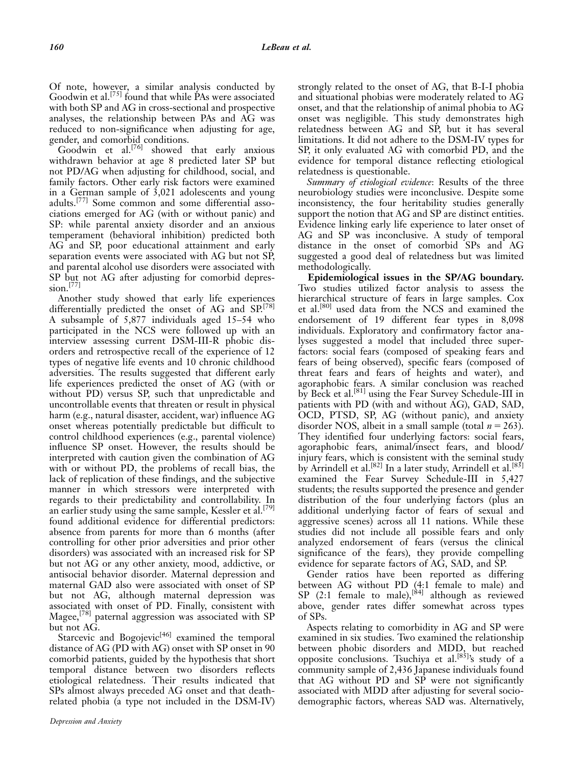Of note, however, a similar analysis conducted by Goodwin et al.[75] found that while PAs were associated with both SP and AG in cross-sectional and prospective analyses, the relationship between PAs and AG was reduced to non-significance when adjusting for age, gender, and comorbid conditions.

Goodwin et al.[76] showed that early anxious withdrawn behavior at age 8 predicted later SP but not PD/AG when adjusting for childhood, social, and family factors. Other early risk factors were examined in a German sample of 3,021 adolescents and young adults.[77] Some common and some differential associations emerged for AG (with or without panic) and SP: while parental anxiety disorder and an anxious temperament (behavioral inhibition) predicted both AG and SP, poor educational attainment and early separation events were associated with AG but not SP, and parental alcohol use disorders were associated with SP but not AG after adjusting for comorbid depression.[77]

Another study showed that early life experiences differentially predicted the onset of AG and SP.[78] A subsample of 5,877 individuals aged 15–54 who participated in the NCS were followed up with an interview assessing current DSM-III-R phobic disorders and retrospective recall of the experience of 12 types of negative life events and 10 chronic childhood adversities. The results suggested that different early life experiences predicted the onset of AG (with or without PD) versus SP, such that unpredictable and uncontrollable events that threaten or result in physical harm (e.g., natural disaster, accident, war) influence AG onset whereas potentially predictable but difficult to control childhood experiences (e.g., parental violence) influence SP onset. However, the results should be interpreted with caution given the combination of AG with or without PD, the problems of recall bias, the lack of replication of these findings, and the subjective manner in which stressors were interpreted with regards to their predictability and controllability. In an earlier study using the same sample, Kessler et al.[79] found additional evidence for differential predictors: absence from parents for more than 6 months (after controlling for other prior adversities and prior other disorders) was associated with an increased risk for SP but not AG or any other anxiety, mood, addictive, or antisocial behavior disorder. Maternal depression and maternal GAD also were associated with onset of SP but not AG, although maternal depression was associated with onset of PD. Finally, consistent with Magee,[78] paternal aggression was associated with SP but not AG.

Starcevic and Bogojevic[46] examined the temporal distance of AG (PD with AG) onset with SP onset in 90 comorbid patients, guided by the hypothesis that short temporal distance between two disorders reflects etiological relatedness. Their results indicated that SPs almost always preceded AG onset and that death-related phobia (a type not included in the DSM-IV) strongly related to the onset of AG, that B-I-I phobia and situational phobias were moderately related to AG onset, and that the relationship of animal phobia to AG onset was negligible. This study demonstrates high relatedness between AG and SP, but it has several limitations. It did not adhere to the DSM-IV types for SP, it only evaluated AG with comorbid PD, and the evidence for temporal distance reflecting etiological relatedness is questionable.

*Summary of etiological evidence*: Results of the three neurobiology studies were inconclusive. Despite some inconsistency, the four heritability studies generally support the notion that AG and SP are distinct entities. Evidence linking early life experience to later onset of AG and SP was inconclusive. A study of temporal distance in the onset of comorbid SPs and AG suggested a good deal of relatedness but was limited methodologically.

**Epidemiological issues in the SP/AG boundary.** Two studies utilized factor analysis to assess the hierarchical structure of fears in large samples. Cox et al.[80] used data from the NCS and examined the endorsement of 19 different fear types in 8,098 individuals. Exploratory and confirmatory factor analyses suggested a model that included three superfactors: social fears (composed of speaking fears and fears of being observed), specific fears (composed of threat fears and fears of heights and water), and agoraphobic fears. A similar conclusion was reached by Beck et al.[81] using the Fear Survey Schedule-III in patients with PD (with and without AG), GAD, SAD, OCD, PTSD, SP, AG (without panic), and anxiety disorder NOS, albeit in a small sample (total $n = 263$). They identified four underlying factors: social fears, agoraphobic fears, animal/insect fears, and blood/injury fears, which is consistent with the seminal study by Arrindell et al.[82] In a later study, Arrindell et al.[83] examined the Fear Survey Schedule-III in 5,427 students; the results supported the presence and gender distribution of the four underlying factors (plus an additional underlying factor of fears of sexual and aggressive scenes) across all 11 nations. While these studies did not include all possible fears and only analyzed endorsement of fears (versus the clinical significance of the fears), they provide compelling evidence for separate factors of AG, SAD, and SP.

Gender ratios have been reported as differing between AG without PD (4:1 female to male) and SP (2:1 female to male),[84] although as reviewed above, gender rates differ somewhat across types of SPs.

Aspects relating to comorbidity in AG and SP were examined in six studies. Two examined the relationship between phobic disorders and MDD, but reached opposite conclusions. Tsuchiya et al.[85]'s study of a community sample of 2,436 Japanese individuals found that AG without PD and SP were not significantly associated with MDD after adjusting for several sociodemographic factors, whereas SAD was. Alternatively,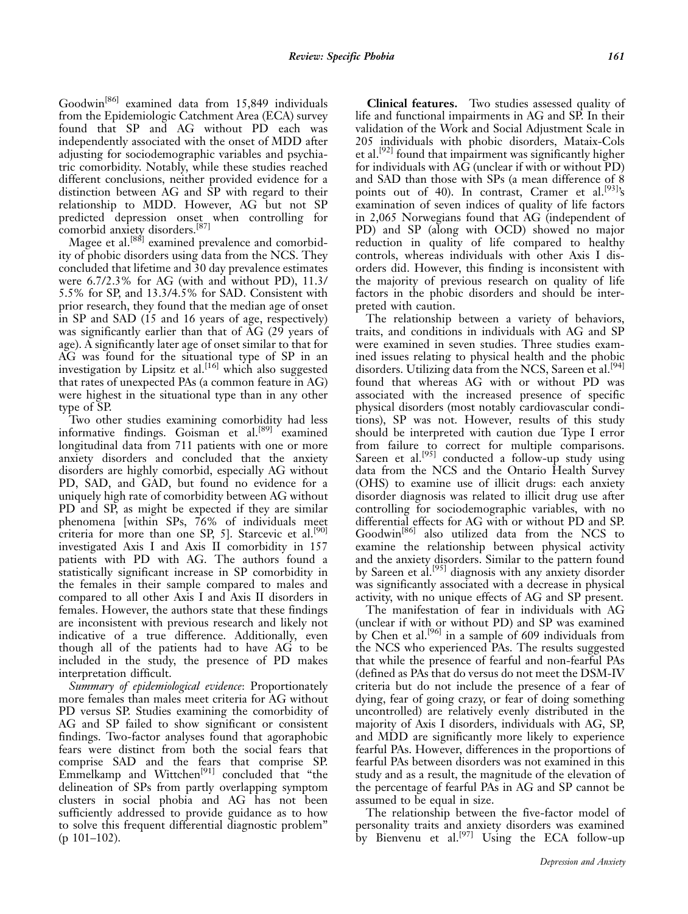Goodwin[86] examined data from 15,849 individuals from the Epidemiologic Catchment Area (ECA) survey found that SP and AG without PD each was independently associated with the onset of MDD after adjusting for sociodemographic variables and psychiatric comorbidity. Notably, while these studies reached different conclusions, neither provided evidence for a distinction between AG and SP with regard to their relationship to MDD. However, AG but not SP predicted depression onset when controlling for comorbid anxiety disorders.[87]

Magee et al.[88] examined prevalence and comorbidity of phobic disorders using data from the NCS. They concluded that lifetime and 30 day prevalence estimates were 6.7/2.3% for AG (with and without PD), 11.3/5.5% for SP, and 13.3/4.5% for SAD. Consistent with prior research, they found that the median age of onset in SP and SAD (15 and 16 years of age, respectively) was significantly earlier than that of AG (29 years of age). A significantly later age of onset similar to that for AG was found for the situational type of SP in an investigation by Lipsitz et al.[16] which also suggested that rates of unexpected PAs (a common feature in AG) were highest in the situational type than in any other type of SP.

Two other studies examining comorbidity had less informative findings. Goisman et al.[89] examined longitudinal data from 711 patients with one or more anxiety disorders and concluded that the anxiety disorders are highly comorbid, especially AG without PD, SAD, and GAD, but found no evidence for a uniquely high rate of comorbidity between AG without PD and SP, as might be expected if they are similar phenomena [within SPs, 76% of individuals meet criteria for more than one SP, 5]. Starcevic et al.[90] investigated Axis I and Axis II comorbidity in 157 patients with PD with AG. The authors found a statistically significant increase in SP comorbidity in the females in their sample compared to males and compared to all other Axis I and Axis II disorders in females. However, the authors state that these findings are inconsistent with previous research and likely not indicative of a true difference. Additionally, even though all of the patients had to have AG to be included in the study, the presence of PD makes interpretation difficult.

*Summary of epidemiological evidence*: Proportionately more females than males meet criteria for AG without PD versus SP. Studies examining the comorbidity of AG and SP failed to show significant or consistent findings. Two-factor analyses found that agoraphobic fears were distinct from both the social fears that comprise SAD and the fears that comprise SP. Emmelkamp and Wittchen[91] concluded that "the delineation of SPs from partly overlapping symptom clusters in social phobia and AG has not been sufficiently addressed to provide guidance as to how to solve this frequent differential diagnostic problem" (p 101–102).

**Clinical features.** Two studies assessed quality of life and functional impairments in AG and SP. In their validation of the Work and Social Adjustment Scale in 205 individuals with phobic disorders, Mataix-Cols et al.[92] found that impairment was significantly higher for individuals with AG (unclear if with or without PD) and SAD than those with SPs (a mean difference of 8 points out of 40). In contrast, Cramer et al.[93]'s examination of seven indices of quality of life factors in 2,065 Norwegians found that AG (independent of PD) and SP (along with OCD) showed no major reduction in quality of life compared to healthy controls, whereas individuals with other Axis I disorders did. However, this finding is inconsistent with the majority of previous research on quality of life factors in the phobic disorders and should be interpreted with caution.

The relationship between a variety of behaviors, traits, and conditions in individuals with AG and SP were examined in seven studies. Three studies examined issues relating to physical health and the phobic disorders. Utilizing data from the NCS, Sareen et al.[94] found that whereas AG with or without PD was associated with the increased presence of specific physical disorders (most notably cardiovascular conditions), SP was not. However, results of this study should be interpreted with caution due Type I error from failure to correct for multiple comparisons. Sareen et al.[95] conducted a follow-up study using data from the NCS and the Ontario Health Survey (OHS) to examine use of illicit drugs: each anxiety disorder diagnosis was related to illicit drug use after controlling for sociodemographic variables, with no differential effects for AG with or without PD and SP. Goodwin[86] also utilized data from the NCS to examine the relationship between physical activity and the anxiety disorders. Similar to the pattern found by Sareen et al.[95] diagnosis with any anxiety disorder was significantly associated with a decrease in physical activity, with no unique effects of AG and SP present.

The manifestation of fear in individuals with AG (unclear if with or without PD) and SP was examined by Chen et al.[96] in a sample of 609 individuals from the NCS who experienced PAs. The results suggested that while the presence of fearful and non-fearful PAs (defined as PAs that do versus do not meet the DSM-IV criteria but do not include the presence of a fear of dying, fear of going crazy, or fear of doing something uncontrolled) are relatively evenly distributed in the majority of Axis I disorders, individuals with AG, SP, and MDD are significantly more likely to experience fearful PAs. However, differences in the proportions of fearful PAs between disorders was not examined in this study and as a result, the magnitude of the elevation of the percentage of fearful PAs in AG and SP cannot be assumed to be equal in size.

The relationship between the five-factor model of personality traits and anxiety disorders was examined by Bienvenu et al.[97] Using the ECA follow-up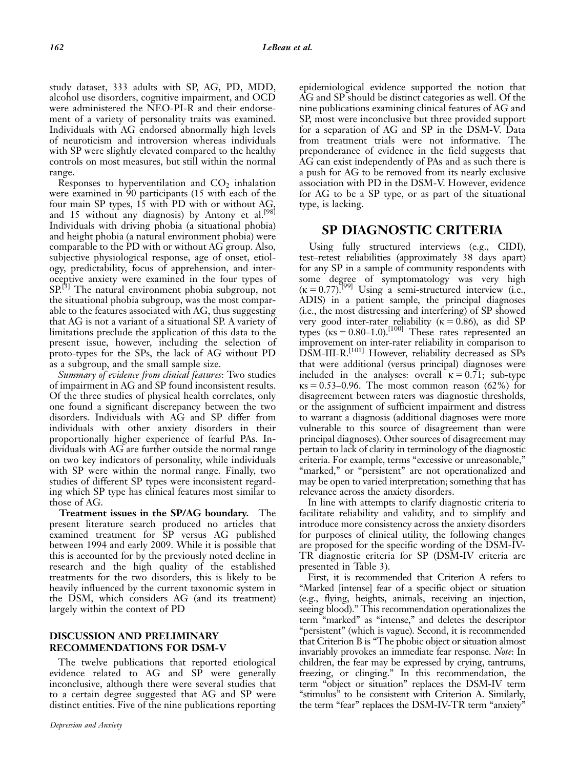study dataset, 333 adults with SP, AG, PD, MDD, alcohol use disorders, cognitive impairment, and OCD were administered the NEO-PI-R and their endorsement of a variety of personality traits was examined. Individuals with AG endorsed abnormally high levels of neuroticism and introversion whereas individuals with SP were slightly elevated compared to the healthy controls on most measures, but still within the normal range.

Responses to hyperventilation and $CO_2$ inhalation were examined in 90 participants (15 with each of the four main SP types, 15 with PD with or without AG, and 15 without any diagnosis) by Antony et al.[98] Individuals with driving phobia (a situational phobia) and height phobia (a natural environment phobia) were comparable to the PD with or without AG group. Also, subjective physiological response, age of onset, etiology, predictability, focus of apprehension, and interoceptive anxiety were examined in the four types of SP.[3] The natural environment phobia subgroup, not the situational phobia subgroup, was the most comparable to the features associated with AG, thus suggesting that AG is not a variant of a situational SP. A variety of limitations preclude the application of this data to the present issue, however, including the selection of proto-types for the SPs, the lack of AG without PD as a subgroup, and the small sample size.

*Summary of evidence from clinical features*: Two studies of impairment in AG and SP found inconsistent results. Of the three studies of physical health correlates, only one found a significant discrepancy between the two disorders. Individuals with AG and SP differ from individuals with other anxiety disorders in their proportionally higher experience of fearful PAs. Individuals with AG are further outside the normal range on two key indicators of personality, while individuals with SP were within the normal range. Finally, two studies of different SP types were inconsistent regarding which SP type has clinical features most similar to those of AG.

**Treatment issues in the SP/AG boundary.** The present literature search produced no articles that examined treatment for SP versus AG published between 1994 and early 2009. While it is possible that this is accounted for by the previously noted decline in research and the high quality of the established treatments for the two disorders, this is likely to be heavily influenced by the current taxonomic system in the DSM, which considers AG (and its treatment) largely within the context of PD

### DISCUSSION AND PRELIMINARY RECOMMENDATIONS FOR DSM-V

The twelve publications that reported etiological evidence related to AG and SP were generally inconclusive, although there were several studies that to a certain degree suggested that AG and SP were distinct entities. Five of the nine publications reporting epidemiological evidence supported the notion that AG and SP should be distinct categories as well. Of the nine publications examining clinical features of AG and SP, most were inconclusive but three provided support for a separation of AG and SP in the DSM-V. Data from treatment trials were not informative. The preponderance of evidence in the field suggests that AG can exist independently of PAs and as such there is a push for AG to be removed from its nearly exclusive association with PD in the DSM-V. However, evidence for AG to be a SP type, or as part of the situational type, is lacking.

## SP DIAGNOSTIC CRITERIA

Using fully structured interviews (e.g., CIDI), test–retest reliabilities (approximately 38 days apart) for any SP in a sample of community respondents with some degree of symptomatology was very high ($\kappa = 0.77$).[99] Using a semi-structured interview (i.e., ADIS) in a patient sample, the principal diagnoses (i.e., the most distressing and interfering) of SP showed very good inter-rater reliability ($\kappa = 0.86$), as did SP types ($\kappa s = 0.80$–$1.0$).[100] These rates represented an improvement on inter-rater reliability in comparison to DSM-III-R.[101] However, reliability decreased as SPs that were additional (versus principal) diagnoses were included in the analyses: overall $\kappa = 0.71$; sub-type $\kappa s = 0.53$–$0.96$. The most common reason (62%) for disagreement between raters was diagnostic thresholds, or the assignment of sufficient impairment and distress to warrant a diagnosis (additional diagnoses were more vulnerable to this source of disagreement than were principal diagnoses). Other sources of disagreement may pertain to lack of clarity in terminology of the diagnostic criteria. For example, terms "excessive or unreasonable," "marked," or "persistent" are not operationalized and may be open to varied interpretation; something that has relevance across the anxiety disorders.

In line with attempts to clarify diagnostic criteria to facilitate reliability and validity, and to simplify and introduce more consistency across the anxiety disorders for purposes of clinical utility, the following changes are proposed for the specific wording of the DSM-IV-TR diagnostic criteria for SP (DSM-IV criteria are presented in Table 3).

First, it is recommended that Criterion A refers to "Marked [intense] fear of a specific object or situation (e.g., flying, heights, animals, receiving an injection, seeing blood)." This recommendation operationalizes the term "marked" as "intense," and deletes the descriptor "persistent" (which is vague). Second, it is recommended that Criterion B is "The phobic object or situation almost invariably provokes an immediate fear response. *Note*: In children, the fear may be expressed by crying, tantrums, freezing, or clinging." In this recommendation, the term "object or situation" replaces the DSM-IV term "stimulus" to be consistent with Criterion A. Similarly, the term "fear" replaces the DSM-IV-TR term "anxiety"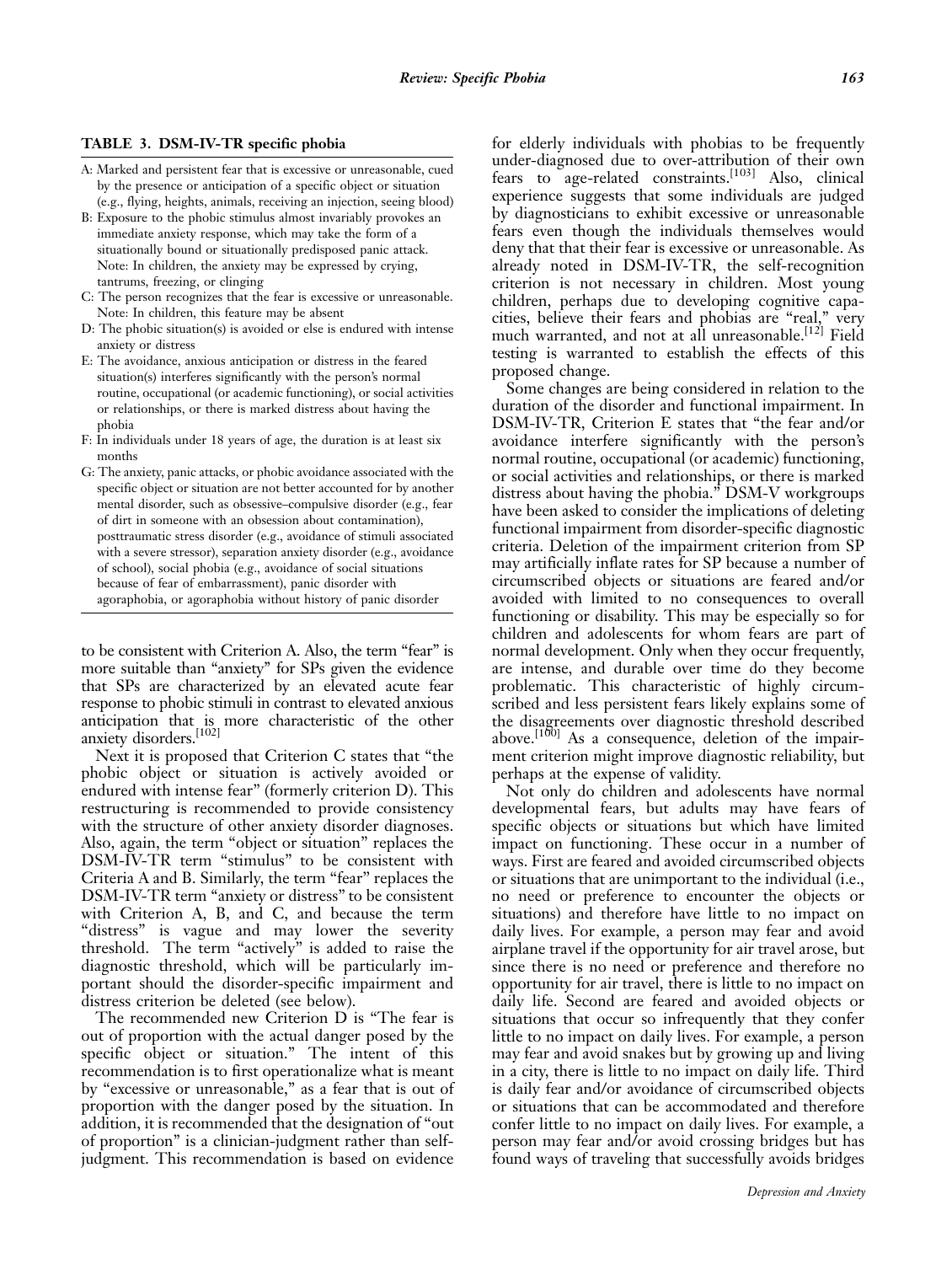**TABLE 3. DSM-IV-TR specific phobia**

A: Marked and persistent fear that is excessive or unreasonable, cued by the presence or anticipation of a specific object or situation (e.g., flying, heights, animals, receiving an injection, seeing blood)

B: Exposure to the phobic stimulus almost invariably provokes an immediate anxiety response, which may take the form of a situationally bound or situationally predisposed panic attack. Note: In children, the anxiety may be expressed by crying, tantrums, freezing, or clinging

C: The person recognizes that the fear is excessive or unreasonable. Note: In children, this feature may be absent

D: The phobic situation(s) is avoided or else is endured with intense anxiety or distress

E: The avoidance, anxious anticipation or distress in the feared situation(s) interferes significantly with the person's normal routine, occupational (or academic functioning), or social activities or relationships, or there is marked distress about having the phobia

F: In individuals under 18 years of age, the duration is at least six months

G: The anxiety, panic attacks, or phobic avoidance associated with the specific object or situation are not better accounted for by another mental disorder, such as obsessive–compulsive disorder (e.g., fear of dirt in someone with an obsession about contamination), posttraumatic stress disorder (e.g., avoidance of stimuli associated with a severe stressor), separation anxiety disorder (e.g., avoidance of school), social phobia (e.g., avoidance of social situations because of fear of embarrassment), panic disorder with agoraphobia, or agoraphobia without history of panic disorder

to be consistent with Criterion A. Also, the term "fear" is more suitable than "anxiety" for SPs given the evidence that SPs are characterized by an elevated acute fear response to phobic stimuli in contrast to elevated anxious anticipation that is more characteristic of the other anxiety disorders.[102]

Next it is proposed that Criterion C states that "the phobic object or situation is actively avoided or endured with intense fear" (formerly criterion D). This restructuring is recommended to provide consistency with the structure of other anxiety disorder diagnoses. Also, again, the term "object or situation" replaces the DSM-IV-TR term "stimulus" to be consistent with Criteria A and B. Similarly, the term "fear" replaces the DSM-IV-TR term "anxiety or distress" to be consistent with Criterion A, B, and C, and because the term "distress" is vague and may lower the severity threshold. The term "actively" is added to raise the diagnostic threshold, which will be particularly important should the disorder-specific impairment and distress criterion be deleted (see below).

The recommended new Criterion D is "The fear is out of proportion with the actual danger posed by the specific object or situation." The intent of this recommendation is to first operationalize what is meant by "excessive or unreasonable," as a fear that is out of proportion with the danger posed by the situation. In addition, it is recommended that the designation of "out of proportion" is a clinician-judgment rather than self-judgment. This recommendation is based on evidence for elderly individuals with phobias to be frequently under-diagnosed due to over-attribution of their own fears to age-related constraints.[103] Also, clinical experience suggests that some individuals are judged by diagnosticians to exhibit excessive or unreasonable fears even though the individuals themselves would deny that that their fear is excessive or unreasonable. As already noted in DSM-IV-TR, the self-recognition criterion is not necessary in children. Most young children, perhaps due to developing cognitive capacities, believe their fears and phobias are "real," very much warranted, and not at all unreasonable.[12] Field testing is warranted to establish the effects of this proposed change.

Some changes are being considered in relation to the duration of the disorder and functional impairment. In DSM-IV-TR, Criterion E states that "the fear and/or avoidance interfere significantly with the person's normal routine, occupational (or academic) functioning, or social activities and relationships, or there is marked distress about having the phobia." DSM-V workgroups have been asked to consider the implications of deleting functional impairment from disorder-specific diagnostic criteria. Deletion of the impairment criterion from SP may artificially inflate rates for SP because a number of circumscribed objects or situations are feared and/or avoided with limited to no consequences to overall functioning or disability. This may be especially so for children and adolescents for whom fears are part of normal development. Only when they occur frequently, are intense, and durable over time do they become problematic. This characteristic of highly circumscribed and less persistent fears likely explains some of the disagreements over diagnostic threshold described above.[100] As a consequence, deletion of the impairment criterion might improve diagnostic reliability, but perhaps at the expense of validity.

Not only do children and adolescents have normal developmental fears, but adults may have fears of specific objects or situations but which have limited impact on functioning. These occur in a number of ways. First are feared and avoided circumscribed objects or situations that are unimportant to the individual (i.e., no need or preference to encounter the objects or situations) and therefore have little to no impact on daily lives. For example, a person may fear and avoid airplane travel if the opportunity for air travel arose, but since there is no need or preference and therefore no opportunity for air travel, there is little to no impact on daily life. Second are feared and avoided objects or situations that occur so infrequently that they confer little to no impact on daily lives. For example, a person may fear and avoid snakes but by growing up and living in a city, there is little to no impact on daily life. Third is daily fear and/or avoidance of circumscribed objects or situations that can be accommodated and therefore confer little to no impact on daily lives. For example, a person may fear and/or avoid crossing bridges but has found ways of traveling that successfully avoids bridges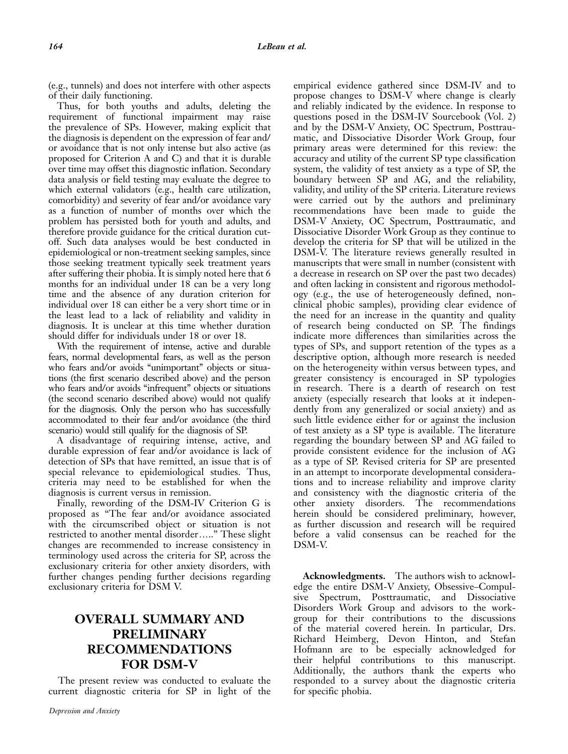(e.g., tunnels) and does not interfere with other aspects of their daily functioning.

Thus, for both youths and adults, deleting the requirement of functional impairment may raise the prevalence of SPs. However, making explicit that the diagnosis is dependent on the expression of fear and/or avoidance that is not only intense but also active (as proposed for Criterion A and C) and that it is durable over time may offset this diagnostic inflation. Secondary data analysis or field testing may evaluate the degree to which external validators (e.g., health care utilization, comorbidity) and severity of fear and/or avoidance vary as a function of number of months over which the problem has persisted both for youth and adults, and therefore provide guidance for the critical duration cutoff. Such data analyses would be best conducted in epidemiological or non-treatment seeking samples, since those seeking treatment typically seek treatment years after suffering their phobia. It is simply noted here that 6 months for an individual under 18 can be a very long time and the absence of any duration criterion for individual over 18 can either be a very short time or in the least lead to a lack of reliability and validity in diagnosis. It is unclear at this time whether duration should differ for individuals under 18 or over 18.

With the requirement of intense, active and durable fears, normal developmental fears, as well as the person who fears and/or avoids "unimportant" objects or situations (the first scenario described above) and the person who fears and/or avoids "infrequent" objects or situations (the second scenario described above) would not qualify for the diagnosis. Only the person who has successfully accommodated to their fear and/or avoidance (the third scenario) would still qualify for the diagnosis of SP.

A disadvantage of requiring intense, active, and durable expression of fear and/or avoidance is lack of detection of SPs that have remitted, an issue that is of special relevance to epidemiological studies. Thus, criteria may need to be established for when the diagnosis is current versus in remission.

Finally, rewording of the DSM-IV Criterion G is proposed as "The fear and/or avoidance associated with the circumscribed object or situation is not restricted to another mental disorder….." These slight changes are recommended to increase consistency in terminology used across the criteria for SP, across the exclusionary criteria for other anxiety disorders, with further changes pending further decisions regarding exclusionary criteria for DSM V.

## OVERALL SUMMARY AND PRELIMINARY RECOMMENDATIONS FOR DSM-V

The present review was conducted to evaluate the current diagnostic criteria for SP in light of the empirical evidence gathered since DSM-IV and to propose changes to DSM-V where change is clearly and reliably indicated by the evidence. In response to questions posed in the DSM-IV Sourcebook (Vol. 2) and by the DSM-V Anxiety, OC Spectrum, Posttraumatic, and Dissociative Disorder Work Group, four primary areas were determined for this review: the accuracy and utility of the current SP type classification system, the validity of test anxiety as a type of SP, the boundary between SP and AG, and the reliability, validity, and utility of the SP criteria. Literature reviews were carried out by the authors and preliminary recommendations have been made to guide the DSM-V Anxiety, OC Spectrum, Posttraumatic, and Dissociative Disorder Work Group as they continue to develop the criteria for SP that will be utilized in the DSM-V. The literature reviews generally resulted in manuscripts that were small in number (consistent with a decrease in research on SP over the past two decades) and often lacking in consistent and rigorous methodology (e.g., the use of heterogeneously defined, nonclinical phobic samples), providing clear evidence of the need for an increase in the quantity and quality of research being conducted on SP. The findings indicate more differences than similarities across the types of SPs, and support retention of the types as a descriptive option, although more research is needed on the heterogeneity within versus between types, and greater consistency is encouraged in SP typologies in research. There is a dearth of research on test anxiety (especially research that looks at it independently from any generalized or social anxiety) and as such little evidence either for or against the inclusion of test anxiety as a SP type is available. The literature regarding the boundary between SP and AG failed to provide consistent evidence for the inclusion of AG as a type of SP. Revised criteria for SP are presented in an attempt to incorporate developmental considerations and to increase reliability and improve clarity and consistency with the diagnostic criteria of the other anxiety disorders. The recommendations herein should be considered preliminary, however, as further discussion and research will be required before a valid consensus can be reached for the DSM-V.

**Acknowledgments.** The authors wish to acknowledge the entire DSM-V Anxiety, Obsessive–Compulsive Spectrum, Posttraumatic, and Dissociative Disorders Work Group and advisors to the workgroup for their contributions to the discussions of the material covered herein. In particular, Drs. Richard Heimberg, Devon Hinton, and Stefan Hofmann are to be especially acknowledged for their helpful contributions to this manuscript. Additionally, the authors thank the experts who responded to a survey about the diagnostic criteria for specific phobia.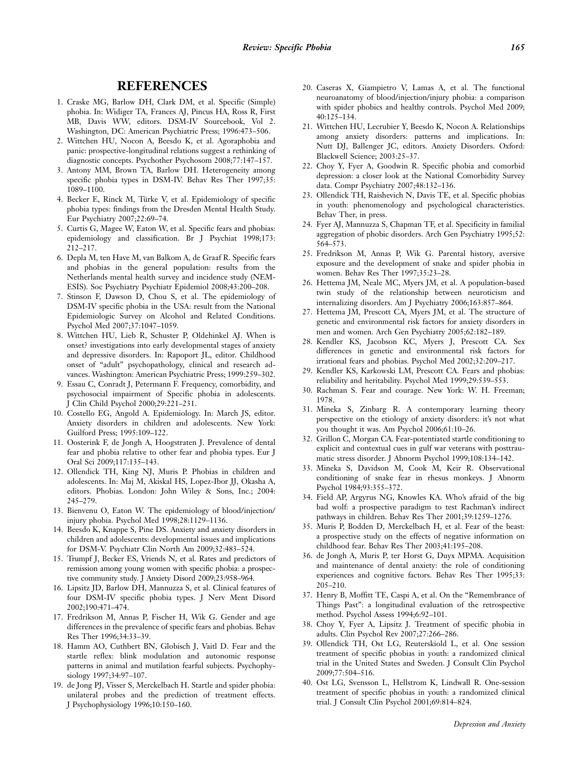## REFERENCES

1. Craske MG, Barlow DH, Clark DM, et al. Specific (Simple) phobia. In: Widiger TA, Frances AJ, Pincus HA, Ross R, First MB, Davis WW, editors. DSM-IV Sourcebook, Vol 2. Washington, DC: American Psychiatric Press; 1996:473–506.
2. Wittchen HU, Nocon A, Beesdo K, et al. Agoraphobia and panic: prospective-longitudinal relations suggest a rethinking of diagnostic concepts. Psychother Psychosom 2008;77:147–157.
3. Antony MM, Brown TA, Barlow DH. Heterogeneity among specific phobia types in DSM-IV. Behav Res Ther 1997;35: 1089–1100.
4. Becker E, Rinck M, Türke V, et al. Epidemiology of specific phobia types: findings from the Dresden Mental Health Study. Eur Psychiatry 2007;22:69–74.
5. Curtis G, Magee W, Eaton W, et al. Specific fears and phobias: epidemiology and classification. Br J Psychiat 1998;173: 212–217.
6. Depla M, ten Have M, van Balkom A, de Graaf R. Specific fears and phobias in the general population: results from the Netherlands mental health survey and incidence study (NEMESIS). Soc Psychiatry Psychiatr Epidemiol 2008;43:200–208.
7. Stinson F, Dawson D, Chou S, et al. The epidemiology of DSM-IV specific phobia in the USA: result from the National Epidemiologic Survey on Alcohol and Related Conditions. Psychol Med 2007;37:1047–1059.
8. Wittchen HU, Lieb R, Schuster P, Oldehinkel AJ. When is onset? investigations into early developmental stages of anxiety and depressive disorders. In: Rapoport JL, editor. Childhood onset of "adult" psychopathology, clinical and research advances. Washington: American Psychiatric Press; 1999:259–302.
9. Essau C, Conradt J, Petermann F. Frequency, comorbidity, and psychosocial impairment of Specific phobia in adolescents. J Clin Child Psychol 2000;29:221–231.
10. Costello EG, Angold A. Epidemiology. In: March JS, editor. Anxiety disorders in children and adolescents. New York: Guilford Press; 1995:109–122.
11. Oosterink F, de Jongh A, Hoogstraten J. Prevalence of dental fear and phobia relative to other fear and phobia types. Eur J Oral Sci 2009;117:135–143.
12. Ollendick TH, King NJ, Muris P. Phobias in children and adolescents. In: Maj M, Akiskal HS, Lopez-Ibor JJ, Okasha A, editors. Phobias. London: John Wiley & Sons, Inc.; 2004: 245–279.
13. Bienvenu O, Eaton W. The epidemiology of blood/injection/injury phobia. Psychol Med 1998;28:1129–1136.
14. Beesdo K, Knappe S, Pine DS. Anxiety and anxiety disorders in children and adolescents: developmental issues and implications for DSM-V. Psychiatr Clin North Am 2009;32:483–524.
15. Trumpf J, Becker ES, Vriends N, et al. Rates and predictors of remission among young women with specific phobia: a prospective community study. J Anxiety Disord 2009;23:958–964.
16. Lipsitz JD, Barlow DH, Mannuzza S, et al. Clinical features of four DSM-IV specific phobia types. J Nerv Ment Disord 2002;190:471–474.
17. Fredrikson M, Annas P, Fischer H, Wik G. Gender and age differences in the prevalence of specific fears and phobias. Behav Res Ther 1996;34:33–39.
18. Hamm AO, Cuthbert BN, Globisch J, Vaitl D. Fear and the startle reflex: blink modulation and autonomic response patterns in animal and mutilation fearful subjects. Psychophysiology 1997;34:97–107.
19. de Jong PJ, Visser S, Merckelbach H. Startle and spider phobia: unilateral probes and the prediction of treatment effects. J Psychophysiology 1996;10:150–160.
20. Caseras X, Giampietro V, Lamas A, et al. The functional neuroanatomy of blood/injection/injury phobia: a comparison with spider phobics and healthy controls. Psychol Med 2009; 40:125–134.
21. Wittchen HU, Lecrubier Y, Beesdo K, Nocon A. Relationships among anxiety disorders: patterns and implications. In: Nutt DJ, Ballenger JC, editors. Anxiety Disorders. Oxford: Blackwell Science; 2003:25–37.
22. Choy Y, Fyer A, Goodwin R. Specific phobia and comorbid depression: a closer look at the National Comorbidity Survey data. Compr Psychiatry 2007;48:132–136.
23. Ollendick TH, Raishevich N, Davis TE, et al. Specific phobias in youth: phenomenology and psychological characteristics. Behav Ther, in press.
24. Fyer AJ, Mannuzza S, Chapman TF, et al. Specificity in familial aggregation of phobic disorders. Arch Gen Psychiatry 1995;52: 564–573.
25. Fredrikson M, Annas P, Wik G. Parental history, aversive exposure and the development of snake and spider phobia in women. Behav Res Ther 1997;35:23–28.
26. Hettema JM, Neale MC, Myers JM, et al. A population-based twin study of the relationship between neuroticism and internalizing disorders. Am J Psychiatry 2006;163:857–864.
27. Hettema JM, Prescott CA, Myers JM, et al. The structure of genetic and environmental risk factors for anxiety disorders in men and women. Arch Gen Psychiatry 2005;62:182–189.
28. Kendler KS, Jacobson KC, Myers J, Prescott CA. Sex differences in genetic and environmental risk factors for irrational fears and phobias. Psychol Med 2002;32:209–217.
29. Kendler KS, Karkowski LM, Prescott CA. Fears and phobias: reliability and heritability. Psychol Med 1999;29:539–553.
30. Rachman S. Fear and courage. New York: W. H. Freeman; 1978.
31. Mineka S, Zinbarg R. A contemporary learning theory perspective on the etiology of anxiety disorders: it's not what you thought it was. Am Psychol 2006;61:10–26.
32. Grillon C, Morgan CA. Fear-potentiated startle conditioning to explicit and contextual cues in gulf war veterans with posttraumatic stress disorder. J Abnorm Psychol 1999;108:134–142.
33. Mineka S, Davidson M, Cook M, Keir R. Observational conditioning of snake fear in rhesus monkeys. J Abnorm Psychol 1984;93:355–372.
34. Field AP, Argyrus NG, Knowles KA. Who's afraid of the big bad wolf: a prospective paradigm to test Rachman's indirect pathways in children. Behav Res Ther 2001;39:1259–1276.
35. Muris P, Bodden D, Merckelbach H, et al. Fear of the beast: a prospective study on the effects of negative information on childhood fear. Behav Res Ther 2003;41:195–208.
36. de Jongh A, Muris P, ter Horst G, Duyx MPMA. Acquisition and maintenance of dental anxiety: the role of conditioning experiences and cognitive factors. Behav Res Ther 1995;33: 205–210.
37. Henry B, Moffitt TE, Caspi A, et al. On the "Remembrance of Things Past": a longitudinal evaluation of the retrospective method. Psychol Assess 1994;6:92–101.
38. Choy Y, Fyer A, Lipsitz J. Treatment of specific phobia in adults. Clin Psychol Rev 2007;27:266–286.
39. Ollendick TH, Ost LG, Reuterskiold L, et al. One session treatment of specific phobias in youth: a randomized clinical trial in the United States and Sweden. J Consult Clin Psychol 2009;77:504–516.
40. Ost LG, Svensson L, Hellstrom K, Lindwall R. One-session treatment of specific phobias in youth: a randomized clinical trial. J Consult Clin Psychol 2001;69:814–824.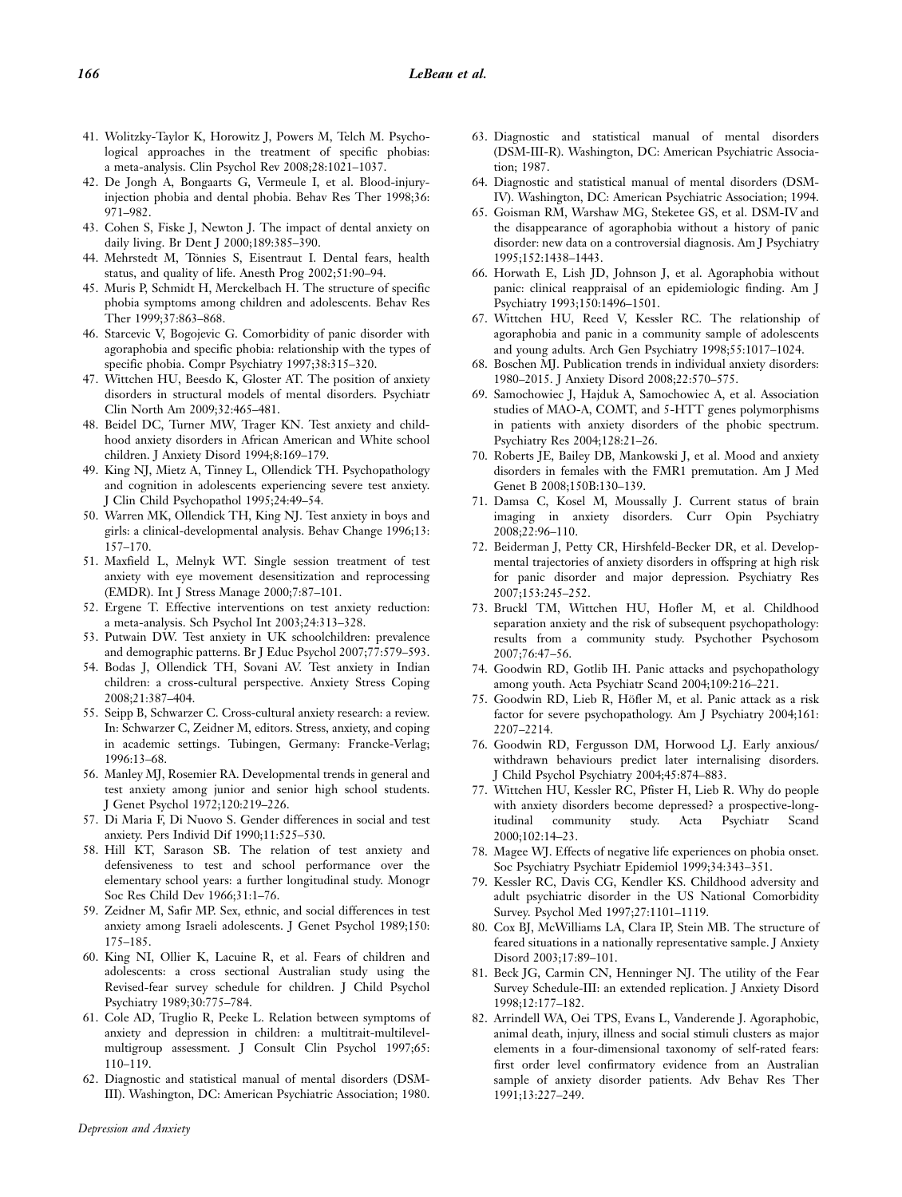41. Wolitzky-Taylor K, Horowitz J, Powers M, Telch M. Psychological approaches in the treatment of specific phobias: a meta-analysis. Clin Psychol Rev 2008;28:1021–1037.
42. De Jongh A, Bongaarts G, Vermeule I, et al. Blood-injury-injection phobia and dental phobia. Behav Res Ther 1998;36: 971–982.
43. Cohen S, Fiske J, Newton J. The impact of dental anxiety on daily living. Br Dent J 2000;189:385–390.
44. Mehrstedt M, Tönnies S, Eisentraut I. Dental fears, health status, and quality of life. Anesth Prog 2002;51:90–94.
45. Muris P, Schmidt H, Merckelbach H. The structure of specific phobia symptoms among children and adolescents. Behav Res Ther 1999;37:863–868.
46. Starcevic V, Bogojevic G. Comorbidity of panic disorder with agoraphobia and specific phobia: relationship with the types of specific phobia. Compr Psychiatry 1997;38:315–320.
47. Wittchen HU, Beesdo K, Gloster AT. The position of anxiety disorders in structural models of mental disorders. Psychiatr Clin North Am 2009;32:465–481.
48. Beidel DC, Turner MW, Trager KN. Test anxiety and childhood anxiety disorders in African American and White school children. J Anxiety Disord 1994;8:169–179.
49. King NJ, Mietz A, Tinney L, Ollendick TH. Psychopathology and cognition in adolescents experiencing severe test anxiety. J Clin Child Psychopathol 1995;24:49–54.
50. Warren MK, Ollendick TH, King NJ. Test anxiety in boys and girls: a clinical-developmental analysis. Behav Change 1996;13: 157–170.
51. Maxfield L, Melnyk WT. Single session treatment of test anxiety with eye movement desensitization and reprocessing (EMDR). Int J Stress Manage 2000;7:87–101.
52. Ergene T. Effective interventions on test anxiety reduction: a meta-analysis. Sch Psychol Int 2003;24:313–328.
53. Putwain DW. Test anxiety in UK schoolchildren: prevalence and demographic patterns. Br J Educ Psychol 2007;77:579–593.
54. Bodas J, Ollendick TH, Sovani AV. Test anxiety in Indian children: a cross-cultural perspective. Anxiety Stress Coping 2008;21:387–404.
55. Seipp B, Schwarzer C. Cross-cultural anxiety research: a review. In: Schwarzer C, Zeidner M, editors. Stress, anxiety, and coping in academic settings. Tubingen, Germany: Francke-Verlag; 1996:13–68.
56. Manley MJ, Rosemier RA. Developmental trends in general and test anxiety among junior and senior high school students. J Genet Psychol 1972;120:219–226.
57. Di Maria F, Di Nuovo S. Gender differences in social and test anxiety. Pers Individ Dif 1990;11:525–530.
58. Hill KT, Sarason SB. The relation of test anxiety and defensiveness to test and school performance over the elementary school years: a further longitudinal study. Monogr Soc Res Child Dev 1966;31:1–76.
59. Zeidner M, Safir MP. Sex, ethnic, and social differences in test anxiety among Israeli adolescents. J Genet Psychol 1989;150: 175–185.
60. King NI, Ollier K, Lacuine R, et al. Fears of children and adolescents: a cross sectional Australian study using the Revised-fear survey schedule for children. J Child Psychol Psychiatry 1989;30:775–784.
61. Cole AD, Truglio R, Peeke L. Relation between symptoms of anxiety and depression in children: a multitrait-multilevel-multigroup assessment. J Consult Clin Psychol 1997;65: 110–119.
62. Diagnostic and statistical manual of mental disorders (DSM-III). Washington, DC: American Psychiatric Association; 1980.
63. Diagnostic and statistical manual of mental disorders (DSM-III-R). Washington, DC: American Psychiatric Association; 1987.
64. Diagnostic and statistical manual of mental disorders (DSM-IV). Washington, DC: American Psychiatric Association; 1994.
65. Goisman RM, Warshaw MG, Steketee GS, et al. DSM-IV and the disappearance of agoraphobia without a history of panic disorder: new data on a controversial diagnosis. Am J Psychiatry 1995;152:1438–1443.
66. Horwath E, Lish JD, Johnson J, et al. Agoraphobia without panic: clinical reappraisal of an epidemiologic finding. Am J Psychiatry 1993;150:1496–1501.
67. Wittchen HU, Reed V, Kessler RC. The relationship of agoraphobia and panic in a community sample of adolescents and young adults. Arch Gen Psychiatry 1998;55:1017–1024.
68. Boschen MJ. Publication trends in individual anxiety disorders: 1980–2015. J Anxiety Disord 2008;22:570–575.
69. Samochowiec J, Hajduk A, Samochowiec A, et al. Association studies of MAO-A, COMT, and 5-HTT genes polymorphisms in patients with anxiety disorders of the phobic spectrum. Psychiatry Res 2004;128:21–26.
70. Roberts JE, Bailey DB, Mankowski J, et al. Mood and anxiety disorders in females with the FMR1 premutation. Am J Med Genet B 2008;150B:130–139.
71. Damsa C, Kosel M, Moussally J. Current status of brain imaging in anxiety disorders. Curr Opin Psychiatry 2008;22:96–110.
72. Beiderman J, Petty CR, Hirshfeld-Becker DR, et al. Developmental trajectories of anxiety disorders in offspring at high risk for panic disorder and major depression. Psychiatry Res 2007;153:245–252.
73. Bruckl TM, Wittchen HU, Hofler M, et al. Childhood separation anxiety and the risk of subsequent psychopathology: results from a community study. Psychother Psychosom 2007;76:47–56.
74. Goodwin RD, Gotlib IH. Panic attacks and psychopathology among youth. Acta Psychiatr Scand 2004;109:216–221.
75. Goodwin RD, Lieb R, Höfler M, et al. Panic attack as a risk factor for severe psychopathology. Am J Psychiatry 2004;161: 2207–2214.
76. Goodwin RD, Fergusson DM, Horwood LJ. Early anxious/withdrawn behaviours predict later internalising disorders. J Child Psychol Psychiatry 2004;45:874–883.
77. Wittchen HU, Kessler RC, Pfister H, Lieb R. Why do people with anxiety disorders become depressed? a prospective-longitudinal community study. Acta Psychiatr Scand 2000;102:14–23.
78. Magee WJ. Effects of negative life experiences on phobia onset. Soc Psychiatry Psychiatr Epidemiol 1999;34:343–351.
79. Kessler RC, Davis CG, Kendler KS. Childhood adversity and adult psychiatric disorder in the US National Comorbidity Survey. Psychol Med 1997;27:1101–1119.
80. Cox BJ, McWilliams LA, Clara IP, Stein MB. The structure of feared situations in a nationally representative sample. J Anxiety Disord 2003;17:89–101.
81. Beck JG, Carmin CN, Henninger NJ. The utility of the Fear Survey Schedule-III: an extended replication. J Anxiety Disord 1998;12:177–182.
82. Arrindell WA, Oei TPS, Evans L, Vanderende J. Agoraphobic, animal death, injury, illness and social stimuli clusters as major elements in a four-dimensional taxonomy of self-rated fears: first order level confirmatory evidence from an Australian sample of anxiety disorder patients. Adv Behav Res Ther 1991;13:227–249.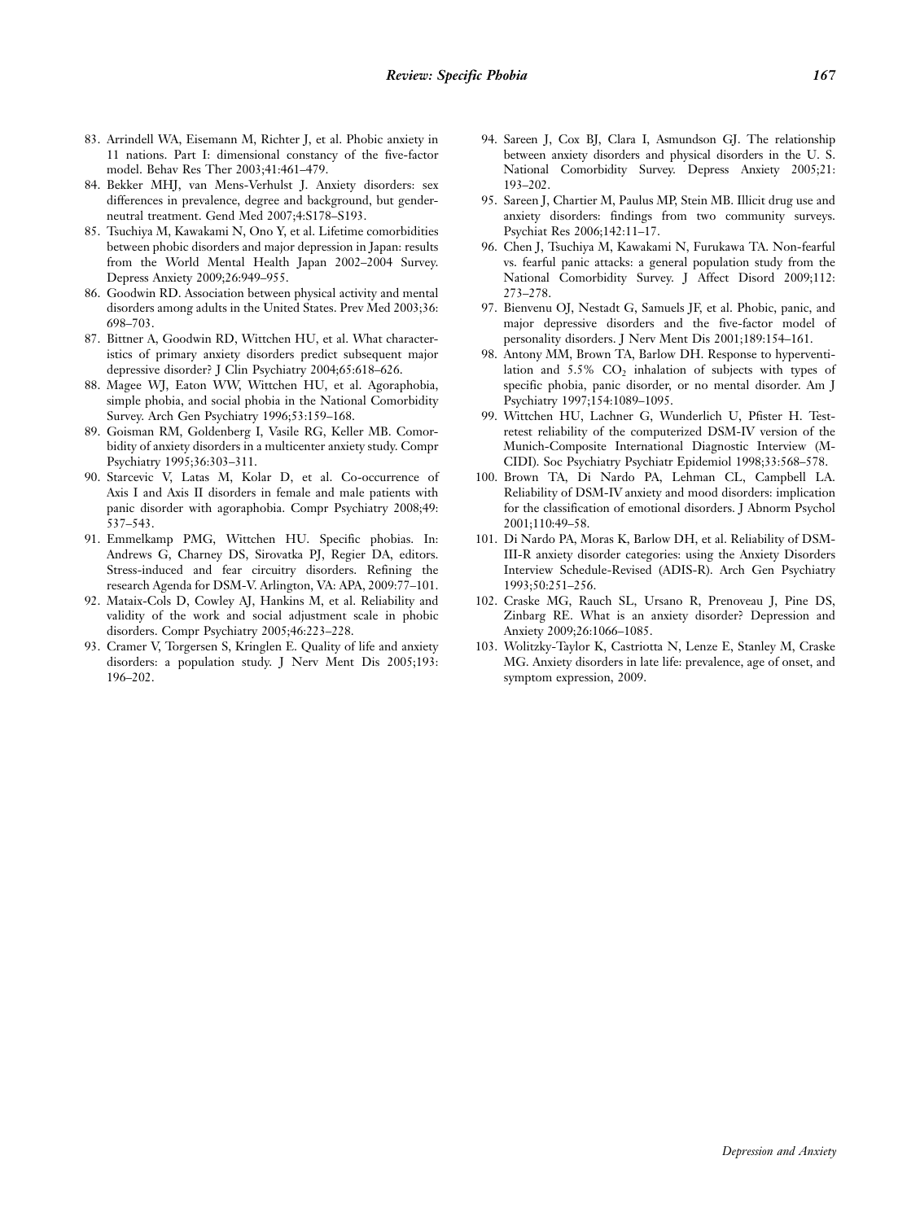83. Arrindell WA, Eisemann M, Richter J, et al. Phobic anxiety in 11 nations. Part I: dimensional constancy of the five-factor model. Behav Res Ther 2003;41:461–479.
84. Bekker MHJ, van Mens-Verhulst J. Anxiety disorders: sex differences in prevalence, degree and background, but gender-neutral treatment. Gend Med 2007;4:S178–S193.
85. Tsuchiya M, Kawakami N, Ono Y, et al. Lifetime comorbidities between phobic disorders and major depression in Japan: results from the World Mental Health Japan 2002–2004 Survey. Depress Anxiety 2009;26:949–955.
86. Goodwin RD. Association between physical activity and mental disorders among adults in the United States. Prev Med 2003;36: 698–703.
87. Bittner A, Goodwin RD, Wittchen HU, et al. What characteristics of primary anxiety disorders predict subsequent major depressive disorder? J Clin Psychiatry 2004;65:618–626.
88. Magee WJ, Eaton WW, Wittchen HU, et al. Agoraphobia, simple phobia, and social phobia in the National Comorbidity Survey. Arch Gen Psychiatry 1996;53:159–168.
89. Goisman RM, Goldenberg I, Vasile RG, Keller MB. Comorbidity of anxiety disorders in a multicenter anxiety study. Compr Psychiatry 1995;36:303–311.
90. Starcevic V, Latas M, Kolar D, et al. Co-occurrence of Axis I and Axis II disorders in female and male patients with panic disorder with agoraphobia. Compr Psychiatry 2008;49: 537–543.
91. Emmelkamp PMG, Wittchen HU. Specific phobias. In: Andrews G, Charney DS, Sirovatka PJ, Regier DA, editors. Stress-induced and fear circuitry disorders. Refining the research Agenda for DSM-V. Arlington, VA: APA, 2009:77–101.
92. Mataix-Cols D, Cowley AJ, Hankins M, et al. Reliability and validity of the work and social adjustment scale in phobic disorders. Compr Psychiatry 2005;46:223–228.
93. Cramer V, Torgersen S, Kringlen E. Quality of life and anxiety disorders: a population study. J Nerv Ment Dis 2005;193: 196–202.
94. Sareen J, Cox BJ, Clara I, Asmundson GJ. The relationship between anxiety disorders and physical disorders in the U. S. National Comorbidity Survey. Depress Anxiety 2005;21: 193–202.
95. Sareen J, Chartier M, Paulus MP, Stein MB. Illicit drug use and anxiety disorders: findings from two community surveys. Psychiat Res 2006;142:11–17.
96. Chen J, Tsuchiya M, Kawakami N, Furukawa TA. Non-fearful vs. fearful panic attacks: a general population study from the National Comorbidity Survey. J Affect Disord 2009;112: 273–278.
97. Bienvenu OJ, Nestadt G, Samuels JF, et al. Phobic, panic, and major depressive disorders and the five-factor model of personality disorders. J Nerv Ment Dis 2001;189:154–161.
98. Antony MM, Brown TA, Barlow DH. Response to hyperventilation and 5.5% $CO_2$ inhalation of subjects with types of specific phobia, panic disorder, or no mental disorder. Am J Psychiatry 1997;154:1089–1095.
99. Wittchen HU, Lachner G, Wunderlich U, Pfister H. Test-retest reliability of the computerized DSM-IV version of the Munich-Composite International Diagnostic Interview (M-CIDI). Soc Psychiatry Psychiatr Epidemiol 1998;33:568–578.
100. Brown TA, Di Nardo PA, Lehman CL, Campbell LA. Reliability of DSM-IV anxiety and mood disorders: implication for the classification of emotional disorders. J Abnorm Psychol 2001;110:49–58.
101. Di Nardo PA, Moras K, Barlow DH, et al. Reliability of DSM-III-R anxiety disorder categories: using the Anxiety Disorders Interview Schedule-Revised (ADIS-R). Arch Gen Psychiatry 1993;50:251–256.
102. Craske MG, Rauch SL, Ursano R, Prenoveau J, Pine DS, Zinbarg RE. What is an anxiety disorder? Depression and Anxiety 2009;26:1066–1085.
103. Wolitzky-Taylor K, Castriotta N, Lenze E, Stanley M, Craske MG. Anxiety disorders in late life: prevalence, age of onset, and symptom expression, 2009.